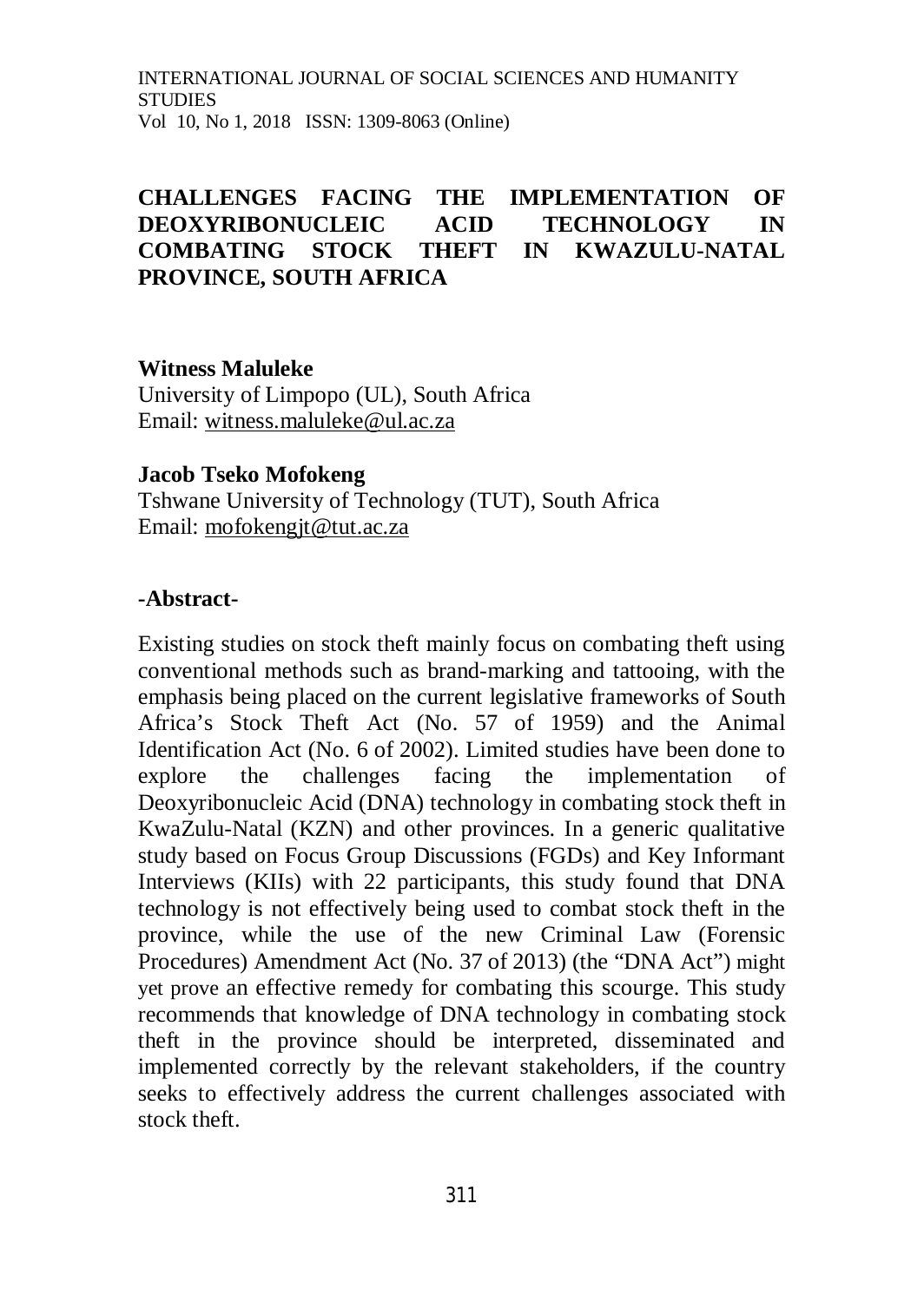# CHALLENGES FACING THE IMPLEMENTATION OF DEOXYRIBONUCLEIC ACID TECHNOLOGY IN COMBATING STOCK THEFT IN KWAZULU-NATAL PROVINCE, SOUTH AFRICA

**Witness Maluleke**
University of Limpopo (UL), South Africa
Email: witness.maluleke@ul.ac.za

**Jacob Tseko Mofokeng**
Tshwane University of Technology (TUT), South Africa
Email: mofokengjt@tut.ac.za

**-Abstract-**

Existing studies on stock theft mainly focus on combating theft using conventional methods such as brand-marking and tattooing, with the emphasis being placed on the current legislative frameworks of South Africa's Stock Theft Act (No. 57 of 1959) and the Animal Identification Act (No. 6 of 2002). Limited studies have been done to explore the challenges facing the implementation of Deoxyribonucleic Acid (DNA) technology in combating stock theft in KwaZulu-Natal (KZN) and other provinces. In a generic qualitative study based on Focus Group Discussions (FGDs) and Key Informant Interviews (KIIs) with 22 participants, this study found that DNA technology is not effectively being used to combat stock theft in the province, while the use of the new Criminal Law (Forensic Procedures) Amendment Act (No. 37 of 2013) (the "DNA Act") might yet prove an effective remedy for combating this scourge. This study recommends that knowledge of DNA technology in combating stock theft in the province should be interpreted, disseminated and implemented correctly by the relevant stakeholders, if the country seeks to effectively address the current challenges associated with stock theft.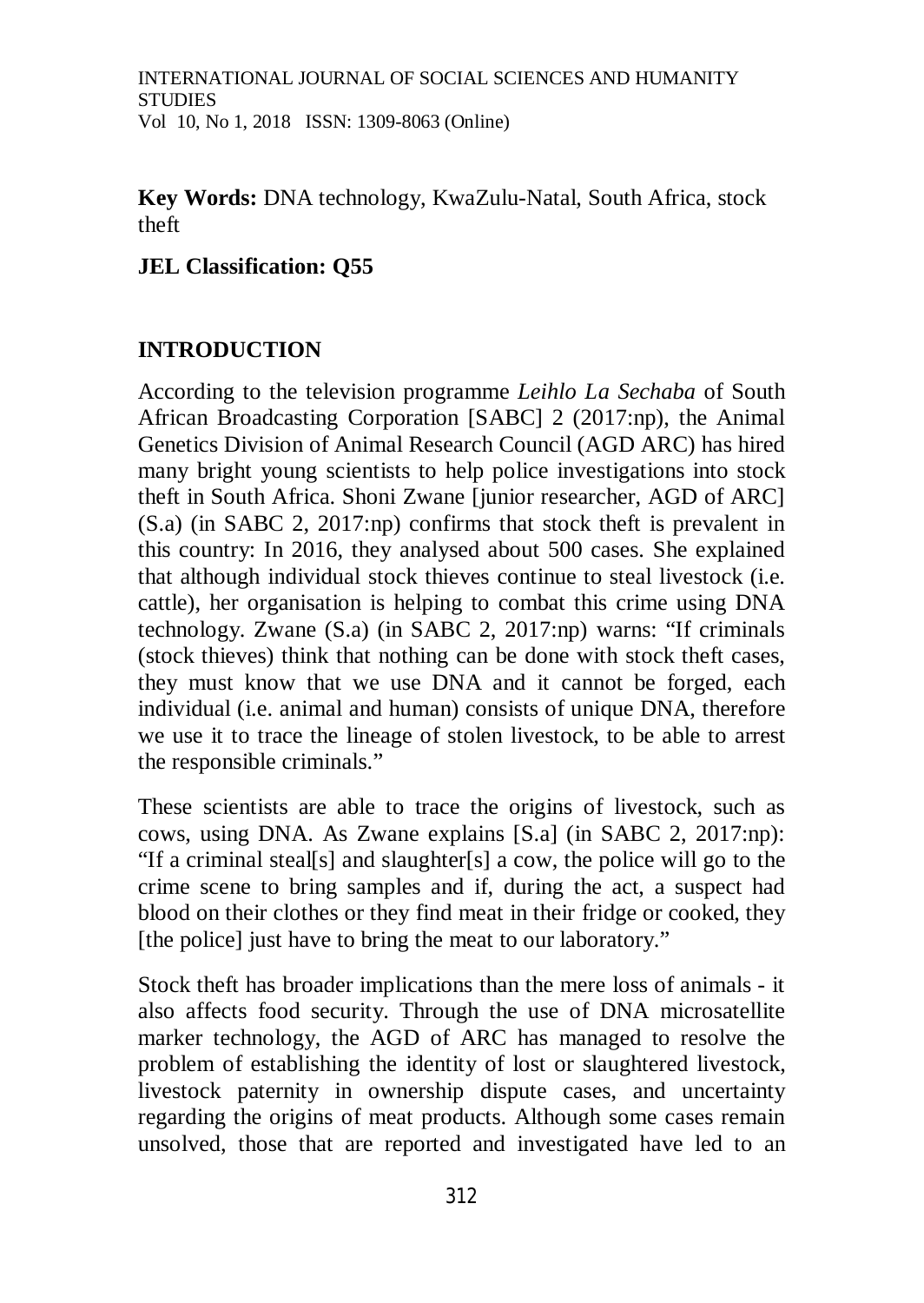**Key Words:** DNA technology, KwaZulu-Natal, South Africa, stock theft

**JEL Classification: Q55**

## INTRODUCTION

According to the television programme *Leihlo La Sechaba* of South African Broadcasting Corporation [SABC] 2 (2017:np), the Animal Genetics Division of Animal Research Council (AGD ARC) has hired many bright young scientists to help police investigations into stock theft in South Africa. Shoni Zwane [junior researcher, AGD of ARC] (S.a) (in SABC 2, 2017:np) confirms that stock theft is prevalent in this country: In 2016, they analysed about 500 cases. She explained that although individual stock thieves continue to steal livestock (i.e. cattle), her organisation is helping to combat this crime using DNA technology. Zwane (S.a) (in SABC 2, 2017:np) warns: "If criminals (stock thieves) think that nothing can be done with stock theft cases, they must know that we use DNA and it cannot be forged, each individual (i.e. animal and human) consists of unique DNA, therefore we use it to trace the lineage of stolen livestock, to be able to arrest the responsible criminals."

These scientists are able to trace the origins of livestock, such as cows, using DNA. As Zwane explains [S.a] (in SABC 2, 2017:np): "If a criminal steal[s] and slaughter[s] a cow, the police will go to the crime scene to bring samples and if, during the act, a suspect had blood on their clothes or they find meat in their fridge or cooked, they [the police] just have to bring the meat to our laboratory."

Stock theft has broader implications than the mere loss of animals - it also affects food security. Through the use of DNA microsatellite marker technology, the AGD of ARC has managed to resolve the problem of establishing the identity of lost or slaughtered livestock, livestock paternity in ownership dispute cases, and uncertainty regarding the origins of meat products. Although some cases remain unsolved, those that are reported and investigated have led to an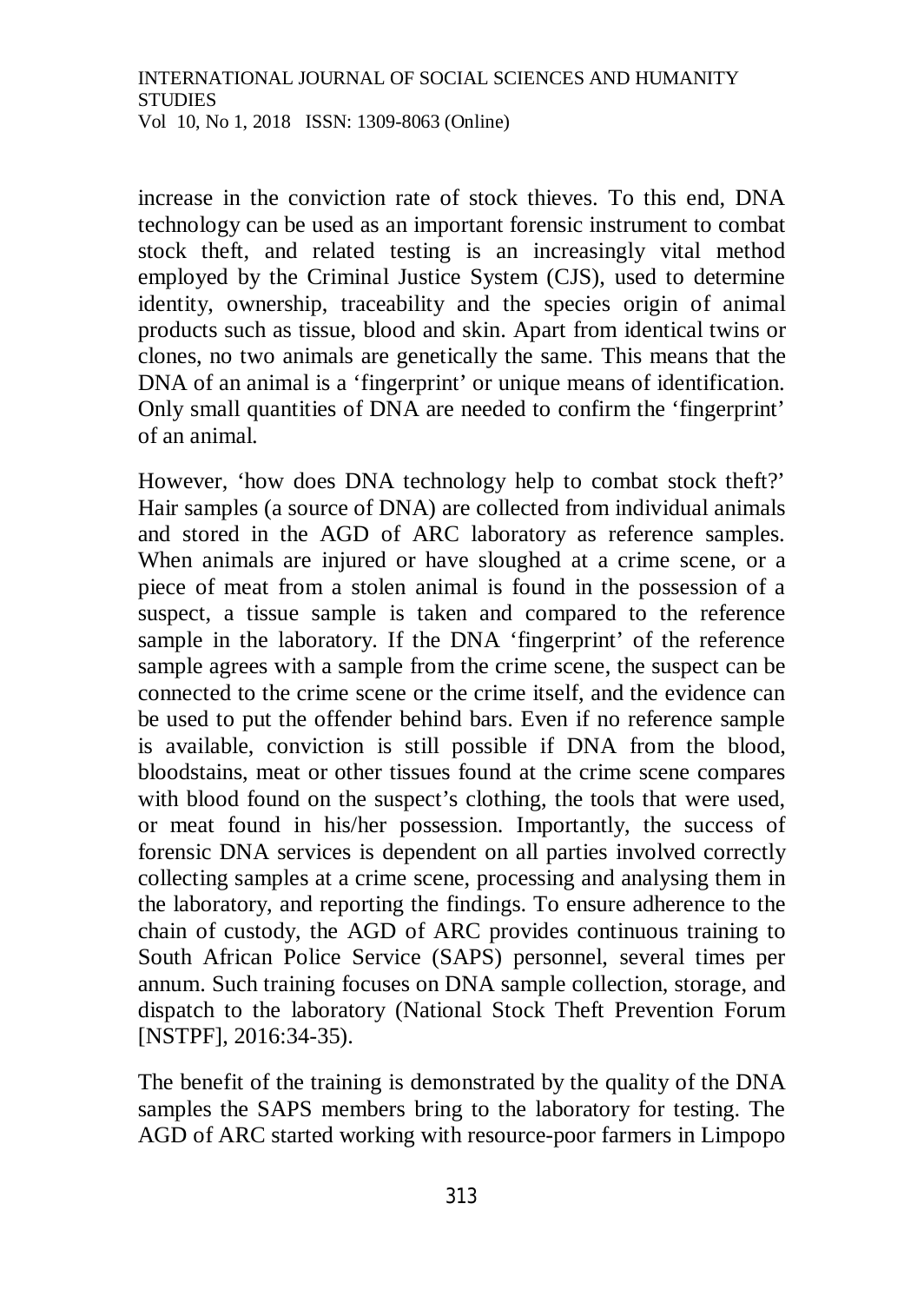increase in the conviction rate of stock thieves. To this end, DNA technology can be used as an important forensic instrument to combat stock theft, and related testing is an increasingly vital method employed by the Criminal Justice System (CJS), used to determine identity, ownership, traceability and the species origin of animal products such as tissue, blood and skin. Apart from identical twins or clones, no two animals are genetically the same. This means that the DNA of an animal is a 'fingerprint' or unique means of identification. Only small quantities of DNA are needed to confirm the 'fingerprint' of an animal.

However, 'how does DNA technology help to combat stock theft?' Hair samples (a source of DNA) are collected from individual animals and stored in the AGD of ARC laboratory as reference samples. When animals are injured or have sloughed at a crime scene, or a piece of meat from a stolen animal is found in the possession of a suspect, a tissue sample is taken and compared to the reference sample in the laboratory. If the DNA 'fingerprint' of the reference sample agrees with a sample from the crime scene, the suspect can be connected to the crime scene or the crime itself, and the evidence can be used to put the offender behind bars. Even if no reference sample is available, conviction is still possible if DNA from the blood, bloodstains, meat or other tissues found at the crime scene compares with blood found on the suspect's clothing, the tools that were used, or meat found in his/her possession. Importantly, the success of forensic DNA services is dependent on all parties involved correctly collecting samples at a crime scene, processing and analysing them in the laboratory, and reporting the findings. To ensure adherence to the chain of custody, the AGD of ARC provides continuous training to South African Police Service (SAPS) personnel, several times per annum. Such training focuses on DNA sample collection, storage, and dispatch to the laboratory (National Stock Theft Prevention Forum [NSTPF], 2016:34-35).

The benefit of the training is demonstrated by the quality of the DNA samples the SAPS members bring to the laboratory for testing. The AGD of ARC started working with resource-poor farmers in Limpopo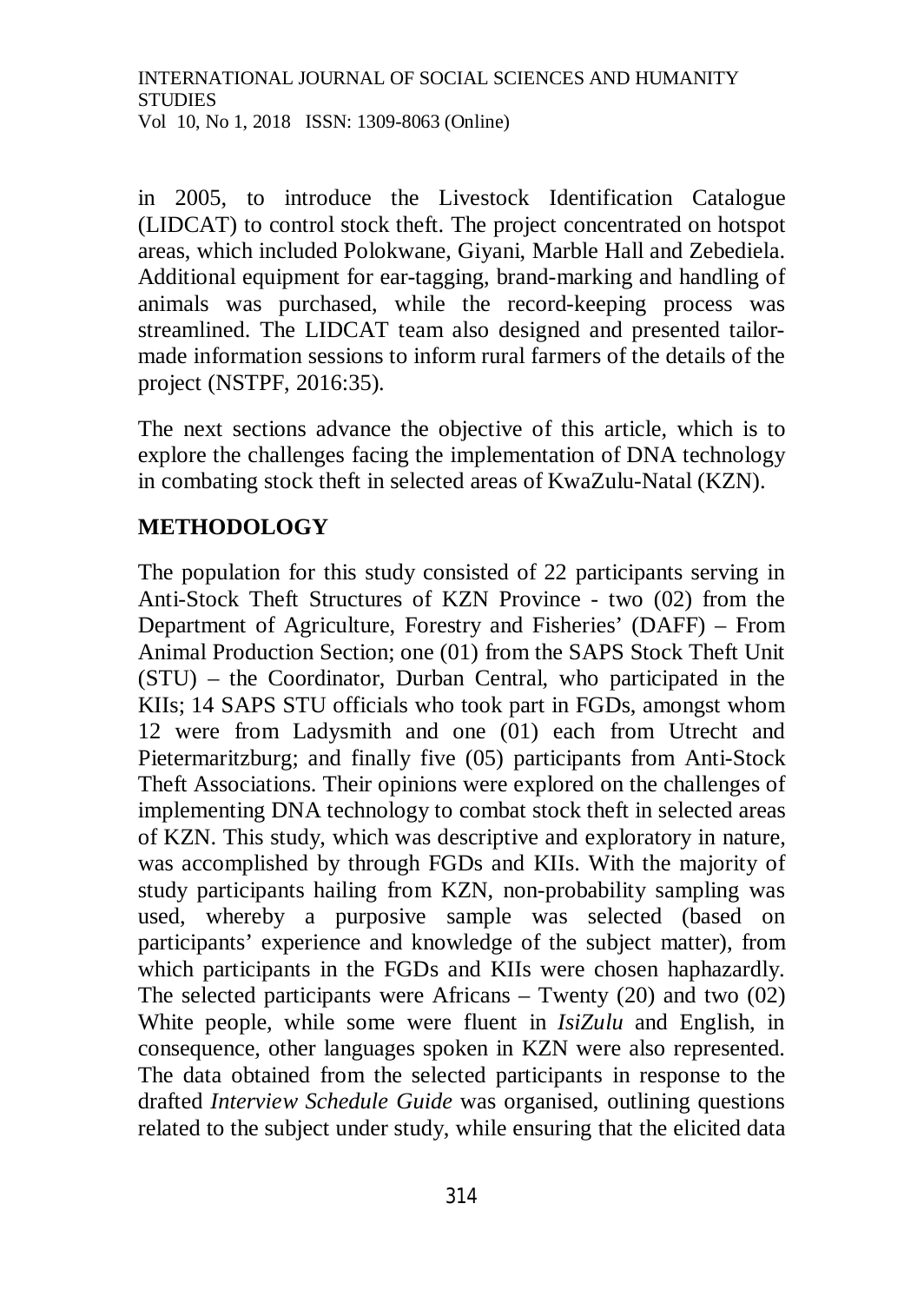in 2005, to introduce the Livestock Identification Catalogue (LIDCAT) to control stock theft. The project concentrated on hotspot areas, which included Polokwane, Giyani, Marble Hall and Zebediela. Additional equipment for ear-tagging, brand-marking and handling of animals was purchased, while the record-keeping process was streamlined. The LIDCAT team also designed and presented tailor-made information sessions to inform rural farmers of the details of the project (NSTPF, 2016:35).

The next sections advance the objective of this article, which is to explore the challenges facing the implementation of DNA technology in combating stock theft in selected areas of KwaZulu-Natal (KZN).

## METHODOLOGY

The population for this study consisted of 22 participants serving in Anti-Stock Theft Structures of KZN Province - two (02) from the Department of Agriculture, Forestry and Fisheries' (DAFF) – From Animal Production Section; one (01) from the SAPS Stock Theft Unit (STU) – the Coordinator, Durban Central, who participated in the KIIs; 14 SAPS STU officials who took part in FGDs, amongst whom 12 were from Ladysmith and one (01) each from Utrecht and Pietermaritzburg; and finally five (05) participants from Anti-Stock Theft Associations. Their opinions were explored on the challenges of implementing DNA technology to combat stock theft in selected areas of KZN. This study, which was descriptive and exploratory in nature, was accomplished by through FGDs and KIIs. With the majority of study participants hailing from KZN, non-probability sampling was used, whereby a purposive sample was selected (based on participants' experience and knowledge of the subject matter), from which participants in the FGDs and KIIs were chosen haphazardly. The selected participants were Africans – Twenty (20) and two (02) White people, while some were fluent in *IsiZulu* and English, in consequence, other languages spoken in KZN were also represented. The data obtained from the selected participants in response to the drafted *Interview Schedule Guide* was organised, outlining questions related to the subject under study, while ensuring that the elicited data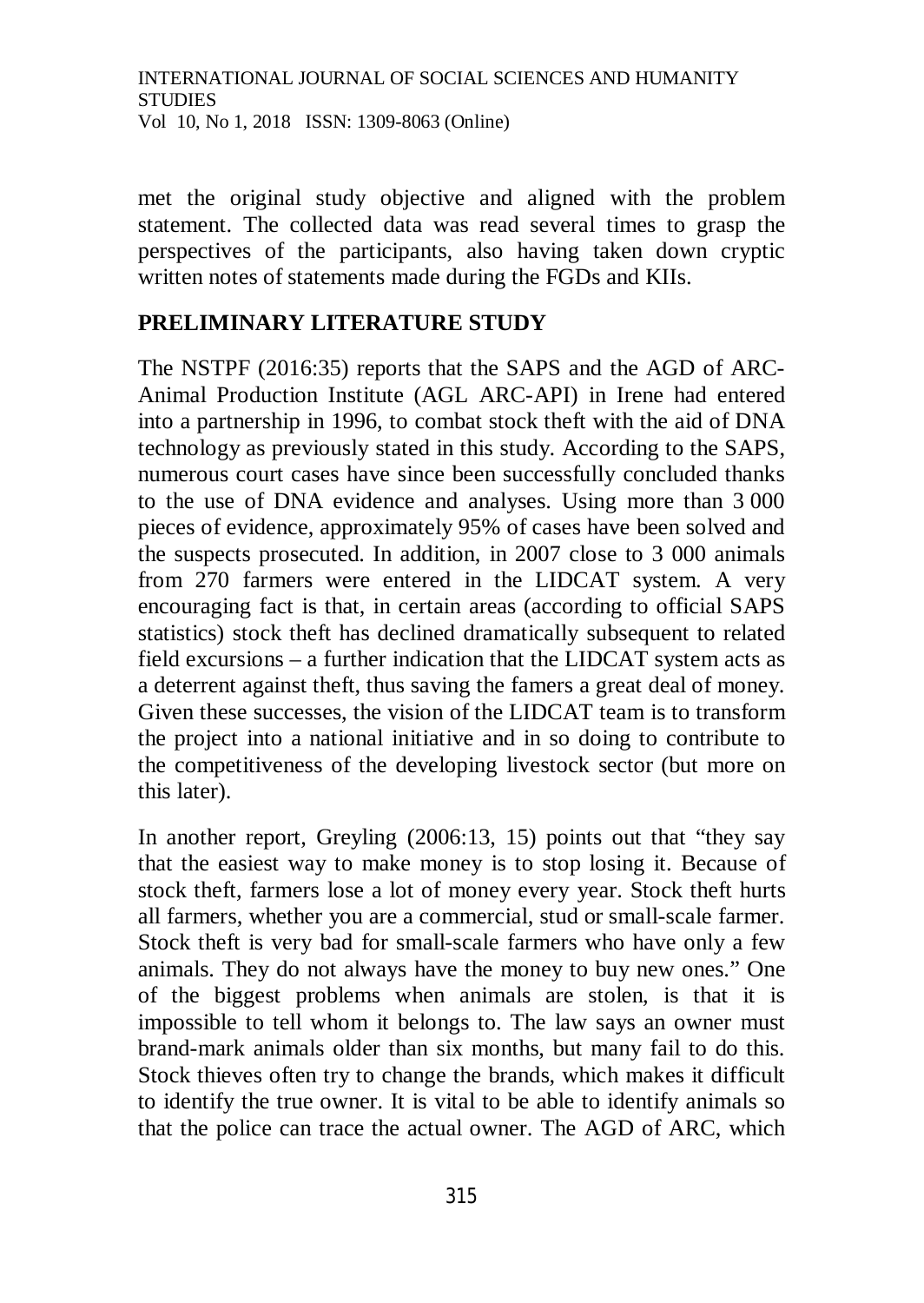met the original study objective and aligned with the problem statement. The collected data was read several times to grasp the perspectives of the participants, also having taken down cryptic written notes of statements made during the FGDs and KIIs.

## PRELIMINARY LITERATURE STUDY

The NSTPF (2016:35) reports that the SAPS and the AGD of ARC-Animal Production Institute (AGL ARC-API) in Irene had entered into a partnership in 1996, to combat stock theft with the aid of DNA technology as previously stated in this study. According to the SAPS, numerous court cases have since been successfully concluded thanks to the use of DNA evidence and analyses. Using more than 3 000 pieces of evidence, approximately 95% of cases have been solved and the suspects prosecuted. In addition, in 2007 close to 3 000 animals from 270 farmers were entered in the LIDCAT system. A very encouraging fact is that, in certain areas (according to official SAPS statistics) stock theft has declined dramatically subsequent to related field excursions – a further indication that the LIDCAT system acts as a deterrent against theft, thus saving the famers a great deal of money. Given these successes, the vision of the LIDCAT team is to transform the project into a national initiative and in so doing to contribute to the competitiveness of the developing livestock sector (but more on this later).

In another report, Greyling (2006:13, 15) points out that "they say that the easiest way to make money is to stop losing it. Because of stock theft, farmers lose a lot of money every year. Stock theft hurts all farmers, whether you are a commercial, stud or small-scale farmer. Stock theft is very bad for small-scale farmers who have only a few animals. They do not always have the money to buy new ones." One of the biggest problems when animals are stolen, is that it is impossible to tell whom it belongs to. The law says an owner must brand-mark animals older than six months, but many fail to do this. Stock thieves often try to change the brands, which makes it difficult to identify the true owner. It is vital to be able to identify animals so that the police can trace the actual owner. The AGD of ARC, which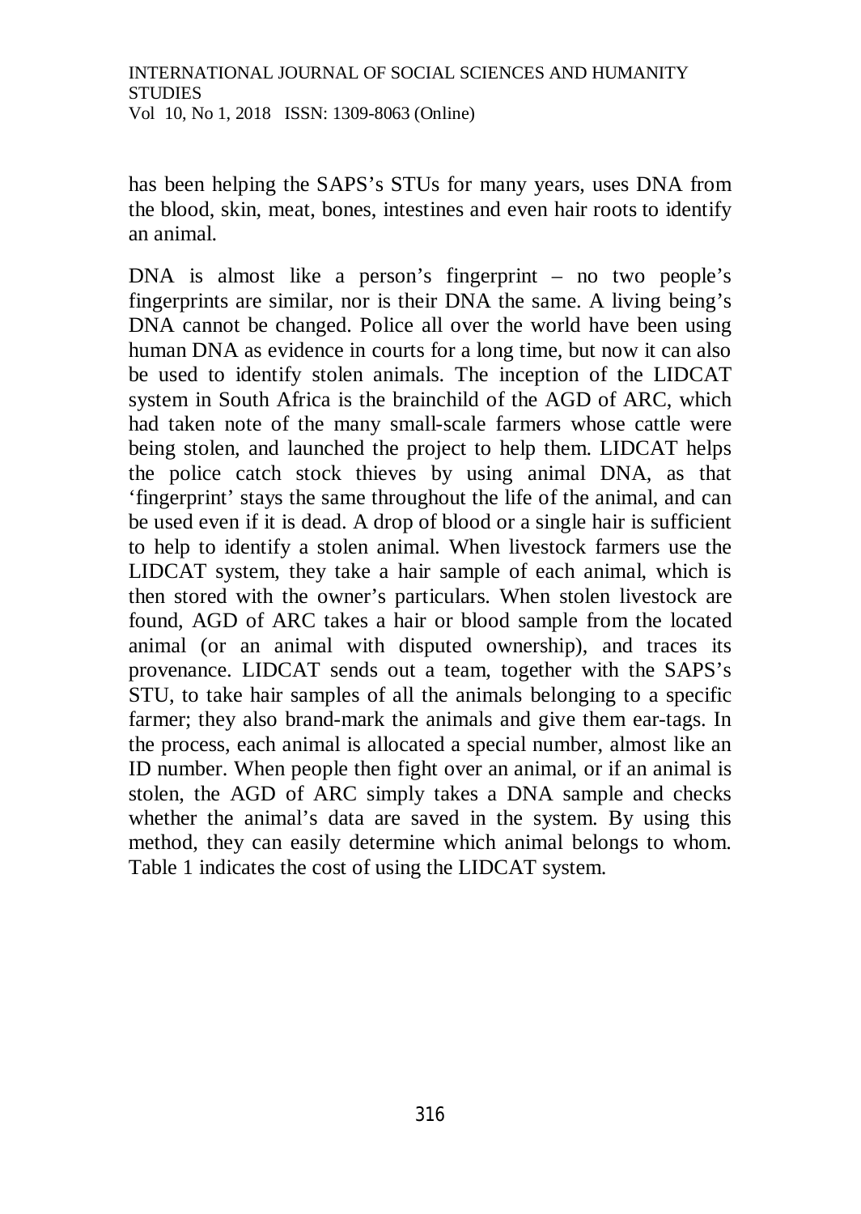has been helping the SAPS's STUs for many years, uses DNA from the blood, skin, meat, bones, intestines and even hair roots to identify an animal.

DNA is almost like a person's fingerprint – no two people's fingerprints are similar, nor is their DNA the same. A living being's DNA cannot be changed. Police all over the world have been using human DNA as evidence in courts for a long time, but now it can also be used to identify stolen animals. The inception of the LIDCAT system in South Africa is the brainchild of the AGD of ARC, which had taken note of the many small-scale farmers whose cattle were being stolen, and launched the project to help them. LIDCAT helps the police catch stock thieves by using animal DNA, as that 'fingerprint' stays the same throughout the life of the animal, and can be used even if it is dead. A drop of blood or a single hair is sufficient to help to identify a stolen animal. When livestock farmers use the LIDCAT system, they take a hair sample of each animal, which is then stored with the owner's particulars. When stolen livestock are found, AGD of ARC takes a hair or blood sample from the located animal (or an animal with disputed ownership), and traces its provenance. LIDCAT sends out a team, together with the SAPS's STU, to take hair samples of all the animals belonging to a specific farmer; they also brand-mark the animals and give them ear-tags. In the process, each animal is allocated a special number, almost like an ID number. When people then fight over an animal, or if an animal is stolen, the AGD of ARC simply takes a DNA sample and checks whether the animal's data are saved in the system. By using this method, they can easily determine which animal belongs to whom. Table 1 indicates the cost of using the LIDCAT system.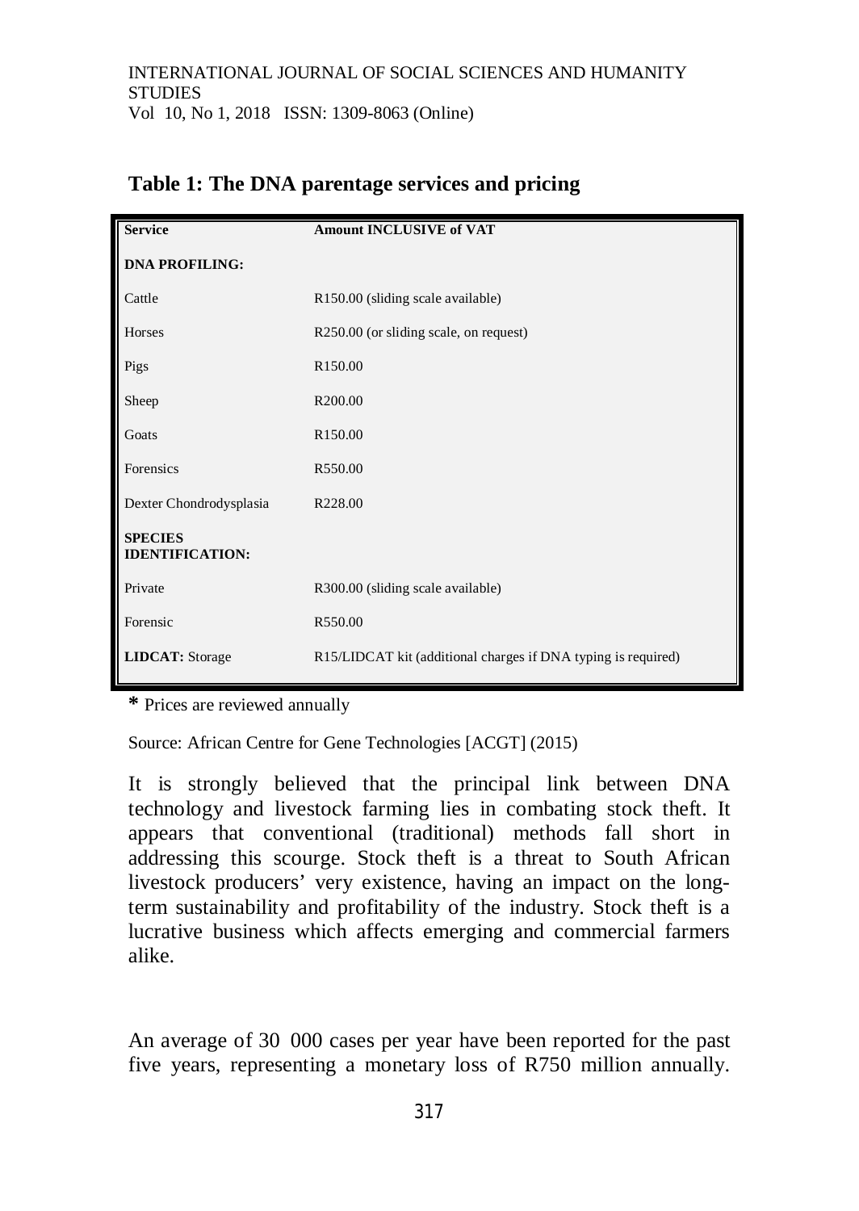**Table 1: The DNA parentage services and pricing**

| Service | Amount INCLUSIVE of VAT |
|---|---|
| **DNA PROFILING:** | |
| Cattle | R150.00 (sliding scale available) |
| Horses | R250.00 (or sliding scale, on request) |
| Pigs | R150.00 |
| Sheep | R200.00 |
| Goats | R150.00 |
| Forensics | R550.00 |
| Dexter Chondrodysplasia | R228.00 |
| **SPECIES IDENTIFICATION:** | |
| Private | R300.00 (sliding scale available) |
| Forensic | R550.00 |
| **LIDCAT:** Storage | R15/LIDCAT kit (additional charges if DNA typing is required) |

**\*** Prices are reviewed annually

Source: African Centre for Gene Technologies [ACGT] (2015)

It is strongly believed that the principal link between DNA technology and livestock farming lies in combating stock theft. It appears that conventional (traditional) methods fall short in addressing this scourge. Stock theft is a threat to South African livestock producers' very existence, having an impact on the long-term sustainability and profitability of the industry. Stock theft is a lucrative business which affects emerging and commercial farmers alike.

An average of 30 000 cases per year have been reported for the past five years, representing a monetary loss of R750 million annually.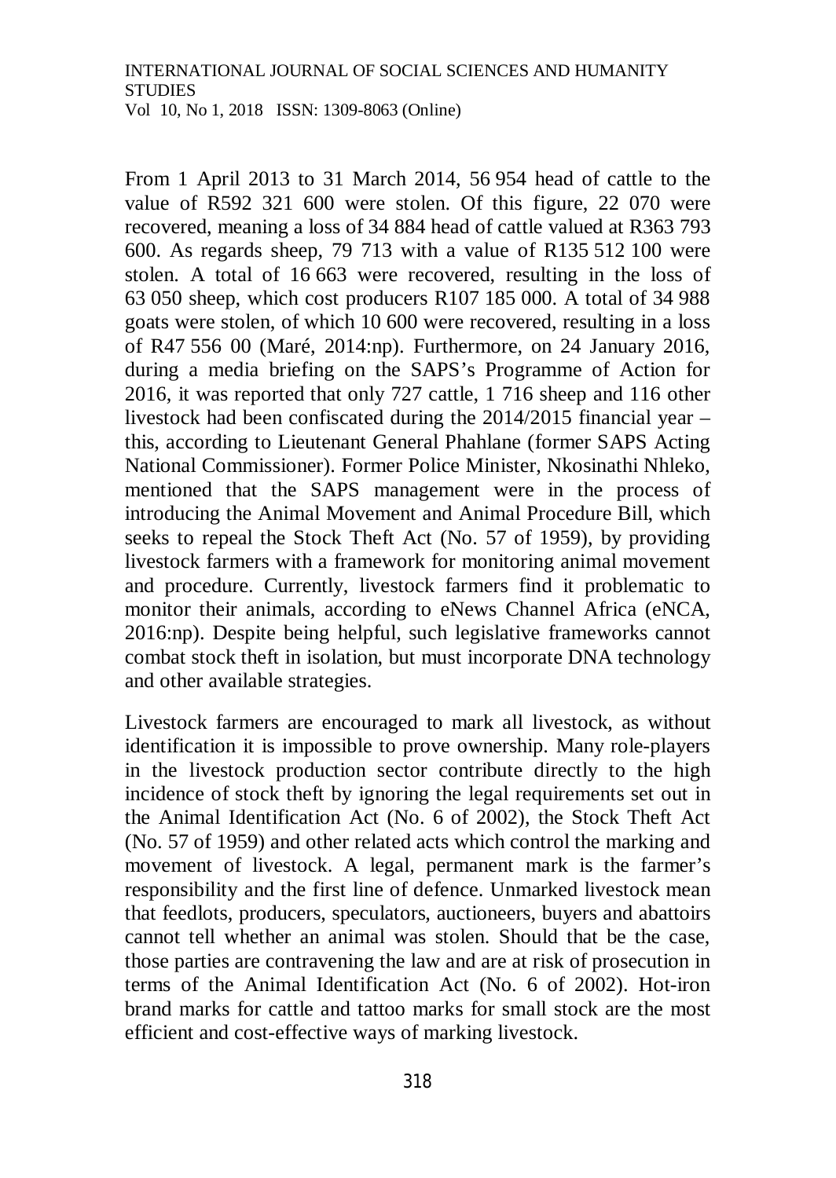From 1 April 2013 to 31 March 2014, 56 954 head of cattle to the value of R592 321 600 were stolen. Of this figure, 22 070 were recovered, meaning a loss of 34 884 head of cattle valued at R363 793 600. As regards sheep, 79 713 with a value of R135 512 100 were stolen. A total of 16 663 were recovered, resulting in the loss of 63 050 sheep, which cost producers R107 185 000. A total of 34 988 goats were stolen, of which 10 600 were recovered, resulting in a loss of R47 556 00 (Maré, 2014:np). Furthermore, on 24 January 2016, during a media briefing on the SAPS's Programme of Action for 2016, it was reported that only 727 cattle, 1 716 sheep and 116 other livestock had been confiscated during the 2014/2015 financial year – this, according to Lieutenant General Phahlane (former SAPS Acting National Commissioner). Former Police Minister, Nkosinathi Nhleko, mentioned that the SAPS management were in the process of introducing the Animal Movement and Animal Procedure Bill, which seeks to repeal the Stock Theft Act (No. 57 of 1959), by providing livestock farmers with a framework for monitoring animal movement and procedure. Currently, livestock farmers find it problematic to monitor their animals, according to eNews Channel Africa (eNCA, 2016:np). Despite being helpful, such legislative frameworks cannot combat stock theft in isolation, but must incorporate DNA technology and other available strategies.

Livestock farmers are encouraged to mark all livestock, as without identification it is impossible to prove ownership. Many role-players in the livestock production sector contribute directly to the high incidence of stock theft by ignoring the legal requirements set out in the Animal Identification Act (No. 6 of 2002), the Stock Theft Act (No. 57 of 1959) and other related acts which control the marking and movement of livestock. A legal, permanent mark is the farmer's responsibility and the first line of defence. Unmarked livestock mean that feedlots, producers, speculators, auctioneers, buyers and abattoirs cannot tell whether an animal was stolen. Should that be the case, those parties are contravening the law and are at risk of prosecution in terms of the Animal Identification Act (No. 6 of 2002). Hot-iron brand marks for cattle and tattoo marks for small stock are the most efficient and cost-effective ways of marking livestock.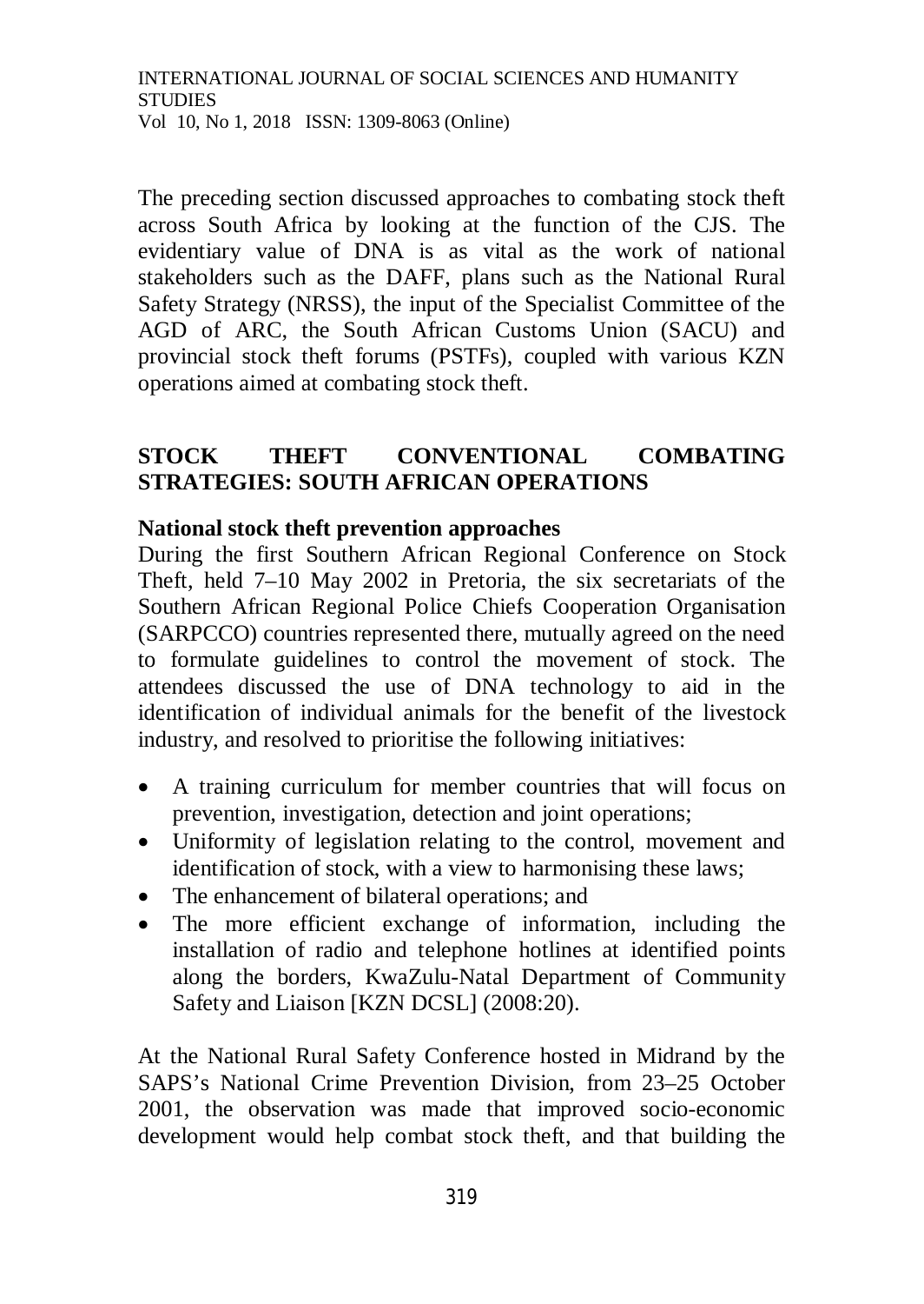The preceding section discussed approaches to combating stock theft across South Africa by looking at the function of the CJS. The evidentiary value of DNA is as vital as the work of national stakeholders such as the DAFF, plans such as the National Rural Safety Strategy (NRSS), the input of the Specialist Committee of the AGD of ARC, the South African Customs Union (SACU) and provincial stock theft forums (PSTFs), coupled with various KZN operations aimed at combating stock theft.

## STOCK THEFT CONVENTIONAL COMBATING STRATEGIES: SOUTH AFRICAN OPERATIONS

### National stock theft prevention approaches

During the first Southern African Regional Conference on Stock Theft, held 7–10 May 2002 in Pretoria, the six secretariats of the Southern African Regional Police Chiefs Cooperation Organisation (SARPCCO) countries represented there, mutually agreed on the need to formulate guidelines to control the movement of stock. The attendees discussed the use of DNA technology to aid in the identification of individual animals for the benefit of the livestock industry, and resolved to prioritise the following initiatives:

- A training curriculum for member countries that will focus on prevention, investigation, detection and joint operations;
- Uniformity of legislation relating to the control, movement and identification of stock, with a view to harmonising these laws;
- The enhancement of bilateral operations; and
- The more efficient exchange of information, including the installation of radio and telephone hotlines at identified points along the borders, KwaZulu-Natal Department of Community Safety and Liaison [KZN DCSL] (2008:20).

At the National Rural Safety Conference hosted in Midrand by the SAPS's National Crime Prevention Division, from 23–25 October 2001, the observation was made that improved socio-economic development would help combat stock theft, and that building the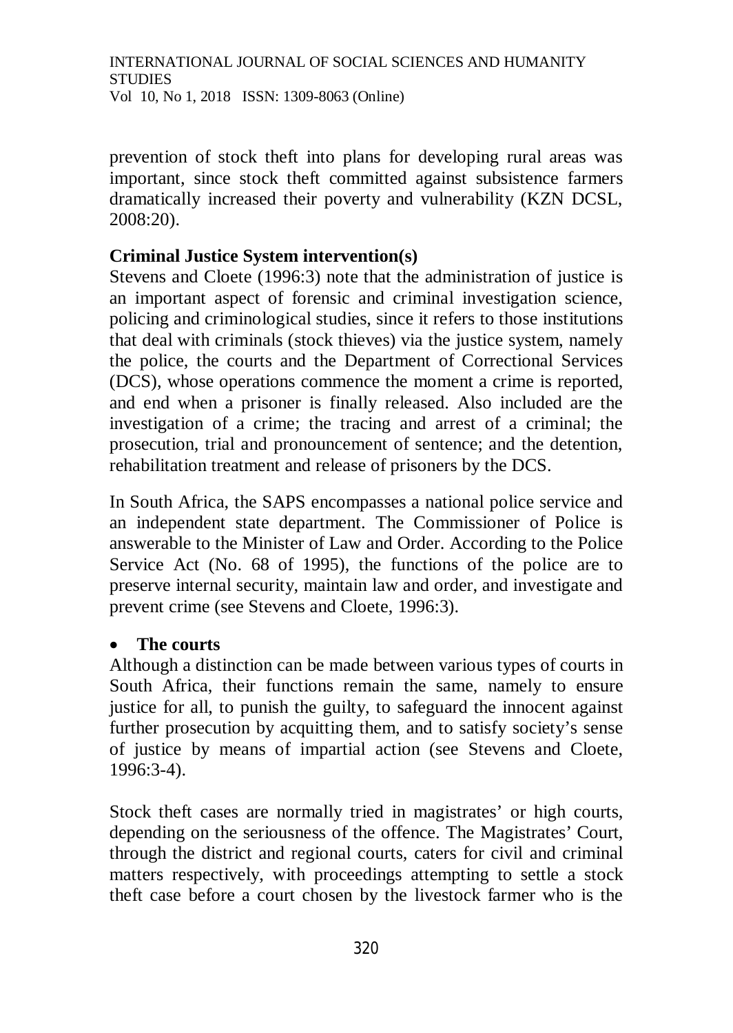prevention of stock theft into plans for developing rural areas was important, since stock theft committed against subsistence farmers dramatically increased their poverty and vulnerability (KZN DCSL, 2008:20).

**Criminal Justice System intervention(s)**

Stevens and Cloete (1996:3) note that the administration of justice is an important aspect of forensic and criminal investigation science, policing and criminological studies, since it refers to those institutions that deal with criminals (stock thieves) via the justice system, namely the police, the courts and the Department of Correctional Services (DCS), whose operations commence the moment a crime is reported, and end when a prisoner is finally released. Also included are the investigation of a crime; the tracing and arrest of a criminal; the prosecution, trial and pronouncement of sentence; and the detention, rehabilitation treatment and release of prisoners by the DCS.

In South Africa, the SAPS encompasses a national police service and an independent state department. The Commissioner of Police is answerable to the Minister of Law and Order. According to the Police Service Act (No. 68 of 1995), the functions of the police are to preserve internal security, maintain law and order, and investigate and prevent crime (see Stevens and Cloete, 1996:3).

- **The courts**

Although a distinction can be made between various types of courts in South Africa, their functions remain the same, namely to ensure justice for all, to punish the guilty, to safeguard the innocent against further prosecution by acquitting them, and to satisfy society's sense of justice by means of impartial action (see Stevens and Cloete, 1996:3-4).

Stock theft cases are normally tried in magistrates' or high courts, depending on the seriousness of the offence. The Magistrates' Court, through the district and regional courts, caters for civil and criminal matters respectively, with proceedings attempting to settle a stock theft case before a court chosen by the livestock farmer who is the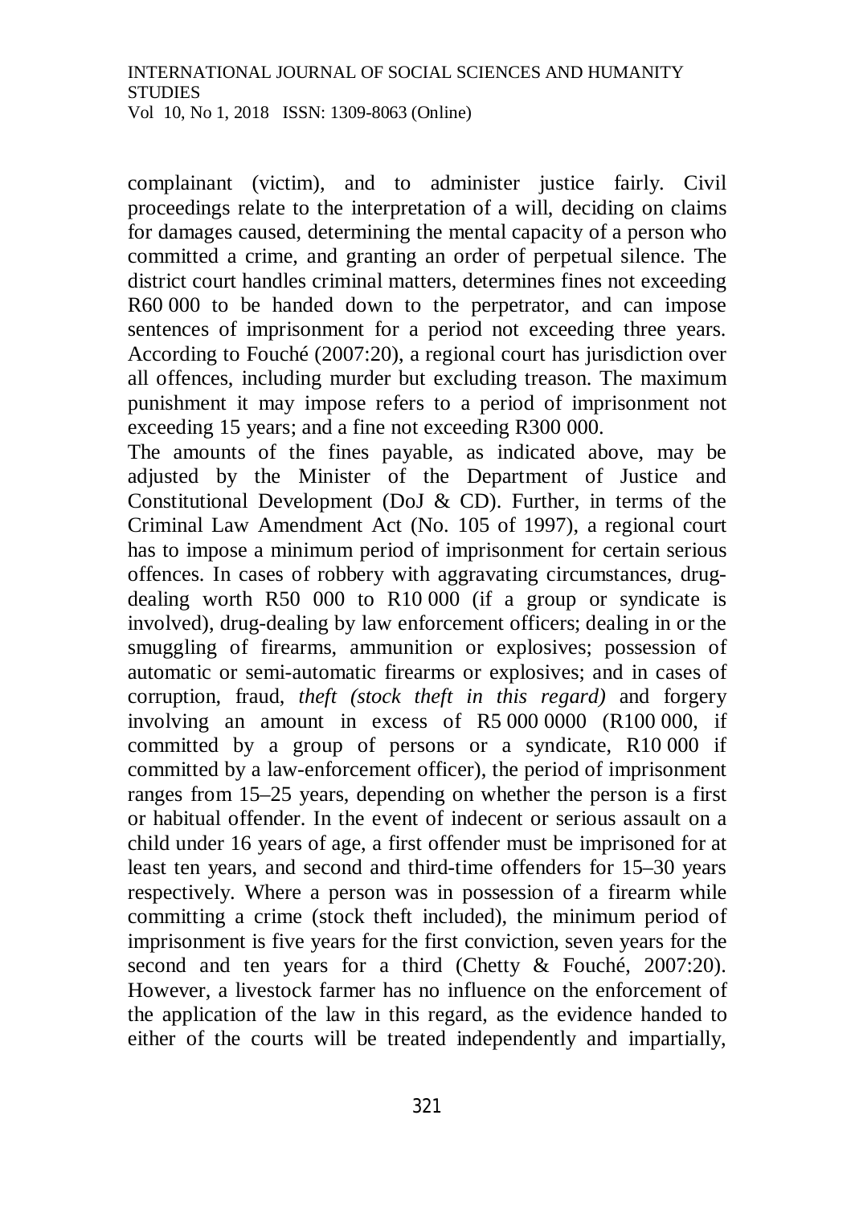complainant (victim), and to administer justice fairly. Civil proceedings relate to the interpretation of a will, deciding on claims for damages caused, determining the mental capacity of a person who committed a crime, and granting an order of perpetual silence. The district court handles criminal matters, determines fines not exceeding R60 000 to be handed down to the perpetrator, and can impose sentences of imprisonment for a period not exceeding three years. According to Fouché (2007:20), a regional court has jurisdiction over all offences, including murder but excluding treason. The maximum punishment it may impose refers to a period of imprisonment not exceeding 15 years; and a fine not exceeding R300 000.

The amounts of the fines payable, as indicated above, may be adjusted by the Minister of the Department of Justice and Constitutional Development (DoJ & CD). Further, in terms of the Criminal Law Amendment Act (No. 105 of 1997), a regional court has to impose a minimum period of imprisonment for certain serious offences. In cases of robbery with aggravating circumstances, drug-dealing worth R50 000 to R10 000 (if a group or syndicate is involved), drug-dealing by law enforcement officers; dealing in or the smuggling of firearms, ammunition or explosives; possession of automatic or semi-automatic firearms or explosives; and in cases of corruption, fraud, *theft (stock theft in this regard)* and forgery involving an amount in excess of R5 000 0000 (R100 000, if committed by a group of persons or a syndicate, R10 000 if committed by a law-enforcement officer), the period of imprisonment ranges from 15–25 years, depending on whether the person is a first or habitual offender. In the event of indecent or serious assault on a child under 16 years of age, a first offender must be imprisoned for at least ten years, and second and third-time offenders for 15–30 years respectively. Where a person was in possession of a firearm while committing a crime (stock theft included), the minimum period of imprisonment is five years for the first conviction, seven years for the second and ten years for a third (Chetty & Fouché, 2007:20). However, a livestock farmer has no influence on the enforcement of the application of the law in this regard, as the evidence handed to either of the courts will be treated independently and impartially,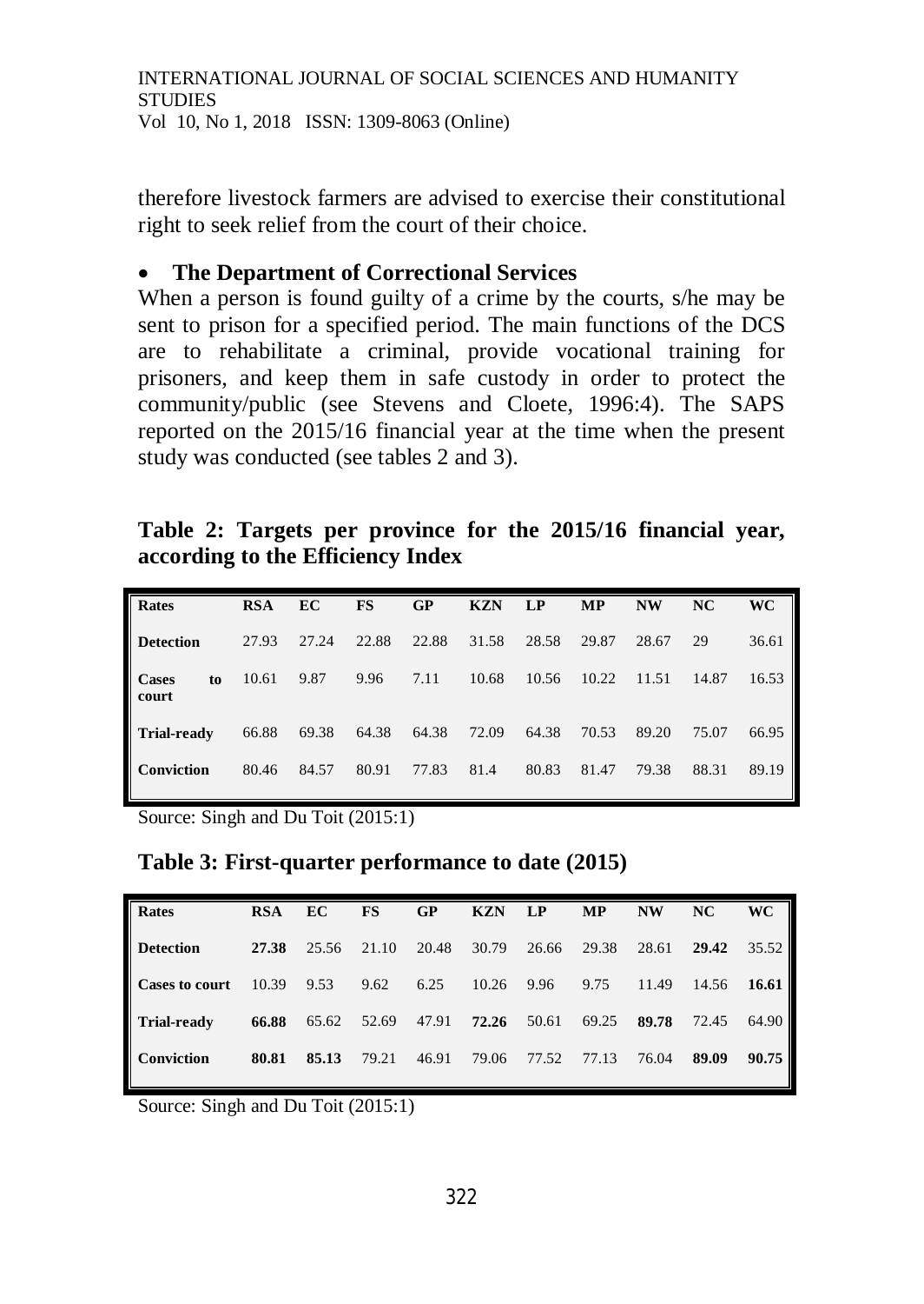therefore livestock farmers are advised to exercise their constitutional right to seek relief from the court of their choice.

- **The Department of Correctional Services**

When a person is found guilty of a crime by the courts, s/he may be sent to prison for a specified period. The main functions of the DCS are to rehabilitate a criminal, provide vocational training for prisoners, and keep them in safe custody in order to protect the community/public (see Stevens and Cloete, 1996:4). The SAPS reported on the 2015/16 financial year at the time when the present study was conducted (see tables 2 and 3).

**Table 2: Targets per province for the 2015/16 financial year, according to the Efficiency Index**

| **Rates** | **RSA** | **EC** | **FS** | **GP** | **KZN** | **LP** | **MP** | **NW** | **NC** | **WC** |
|---|---|---|---|---|---|---|---|---|---|---|
| **Detection** | 27.93 | 27.24 | 22.88 | 22.88 | 31.58 | 28.58 | 29.87 | 28.67 | 29 | 36.61 |
| **Cases to court** | 10.61 | 9.87 | 9.96 | 7.11 | 10.68 | 10.56 | 10.22 | 11.51 | 14.87 | 16.53 |
| **Trial-ready** | 66.88 | 69.38 | 64.38 | 64.38 | 72.09 | 64.38 | 70.53 | 89.20 | 75.07 | 66.95 |
| **Conviction** | 80.46 | 84.57 | 80.91 | 77.83 | 81.4 | 80.83 | 81.47 | 79.38 | 88.31 | 89.19 |

Source: Singh and Du Toit (2015:1)

**Table 3: First-quarter performance to date (2015)**

| **Rates** | **RSA** | **EC** | **FS** | **GP** | **KZN** | **LP** | **MP** | **NW** | **NC** | **WC** |
|---|---|---|---|---|---|---|---|---|---|---|
| **Detection** | **27.38** | 25.56 | 21.10 | 20.48 | 30.79 | 26.66 | 29.38 | 28.61 | **29.42** | 35.52 |
| **Cases to court** | 10.39 | 9.53 | 9.62 | 6.25 | 10.26 | 9.96 | 9.75 | 11.49 | 14.56 | **16.61** |
| **Trial-ready** | **66.88** | 65.62 | 52.69 | 47.91 | **72.26** | 50.61 | 69.25 | **89.78** | 72.45 | 64.90 |
| **Conviction** | **80.81** | **85.13** | 79.21 | 46.91 | 79.06 | 77.52 | 77.13 | 76.04 | **89.09** | **90.75** |

Source: Singh and Du Toit (2015:1)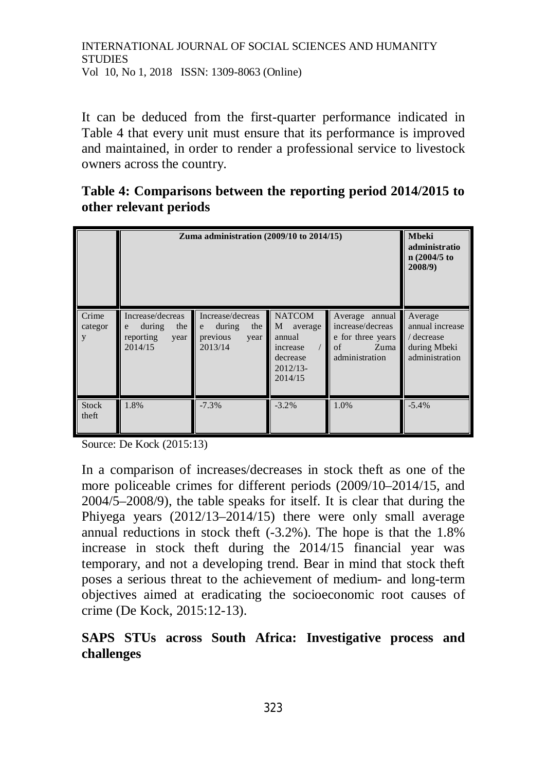It can be deduced from the first-quarter performance indicated in Table 4 that every unit must ensure that its performance is improved and maintained, in order to render a professional service to livestock owners across the country.

**Table 4: Comparisons between the reporting period 2014/2015 to other relevant periods**

| | Zuma administration (2009/10 to 2014/15) | | | | Mbeki administration (2004/5 to 2008/9) |
|---|---|---|---|---|---|
| Crime category | Increase/decrease during the reporting year 2014/15 | Increase/decrease during the previous year 2013/14 | NATCOMM average annual increase / decrease 2012/13-2014/15 | Average annual increase/decrease for three years of Zuma administration | Average annual increase / decrease during Mbeki administration |
| Stock theft | 1.8% | -7.3% | -3.2% | 1.0% | -5.4% |

Source: De Kock (2015:13)

In a comparison of increases/decreases in stock theft as one of the more policeable crimes for different periods (2009/10–2014/15, and 2004/5–2008/9), the table speaks for itself. It is clear that during the Phiyega years (2012/13–2014/15) there were only small average annual reductions in stock theft (-3.2%). The hope is that the 1.8% increase in stock theft during the 2014/15 financial year was temporary, and not a developing trend. Bear in mind that stock theft poses a serious threat to the achievement of medium- and long-term objectives aimed at eradicating the socioeconomic root causes of crime (De Kock, 2015:12-13).

## SAPS STUs across South Africa: Investigative process and challenges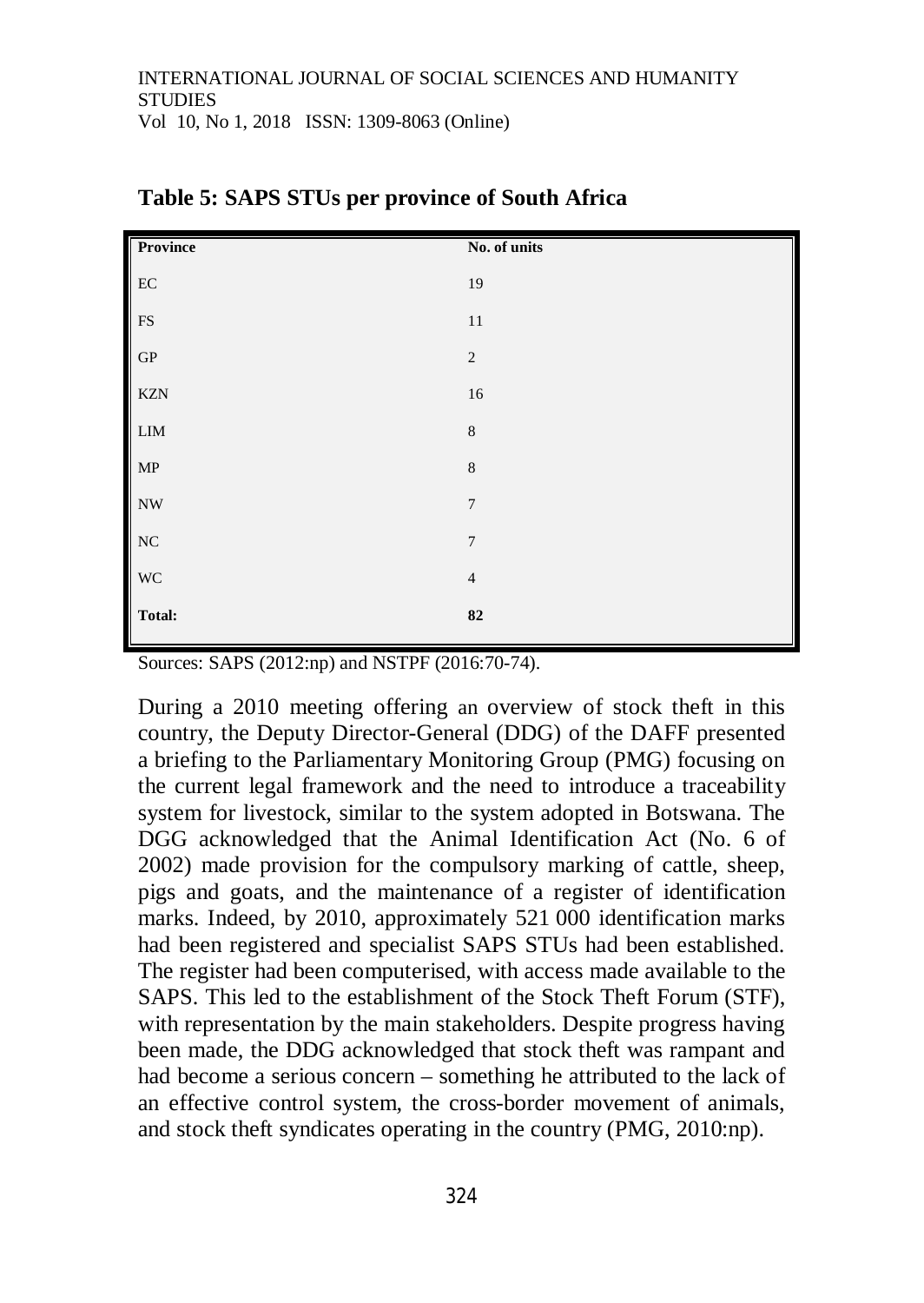**Table 5: SAPS STUs per province of South Africa**

| Province | No. of units |
|---|---|
| EC | 19 |
| FS | 11 |
| GP | 2 |
| KZN | 16 |
| LIM | 8 |
| MP | 8 |
| NW | 7 |
| NC | 7 |
| WC | 4 |
| **Total:** | **82** |

Sources: SAPS (2012:np) and NSTPF (2016:70-74).

During a 2010 meeting offering an overview of stock theft in this country, the Deputy Director-General (DDG) of the DAFF presented a briefing to the Parliamentary Monitoring Group (PMG) focusing on the current legal framework and the need to introduce a traceability system for livestock, similar to the system adopted in Botswana. The DGG acknowledged that the Animal Identification Act (No. 6 of 2002) made provision for the compulsory marking of cattle, sheep, pigs and goats, and the maintenance of a register of identification marks. Indeed, by 2010, approximately 521 000 identification marks had been registered and specialist SAPS STUs had been established. The register had been computerised, with access made available to the SAPS. This led to the establishment of the Stock Theft Forum (STF), with representation by the main stakeholders. Despite progress having been made, the DDG acknowledged that stock theft was rampant and had become a serious concern – something he attributed to the lack of an effective control system, the cross-border movement of animals, and stock theft syndicates operating in the country (PMG, 2010:np).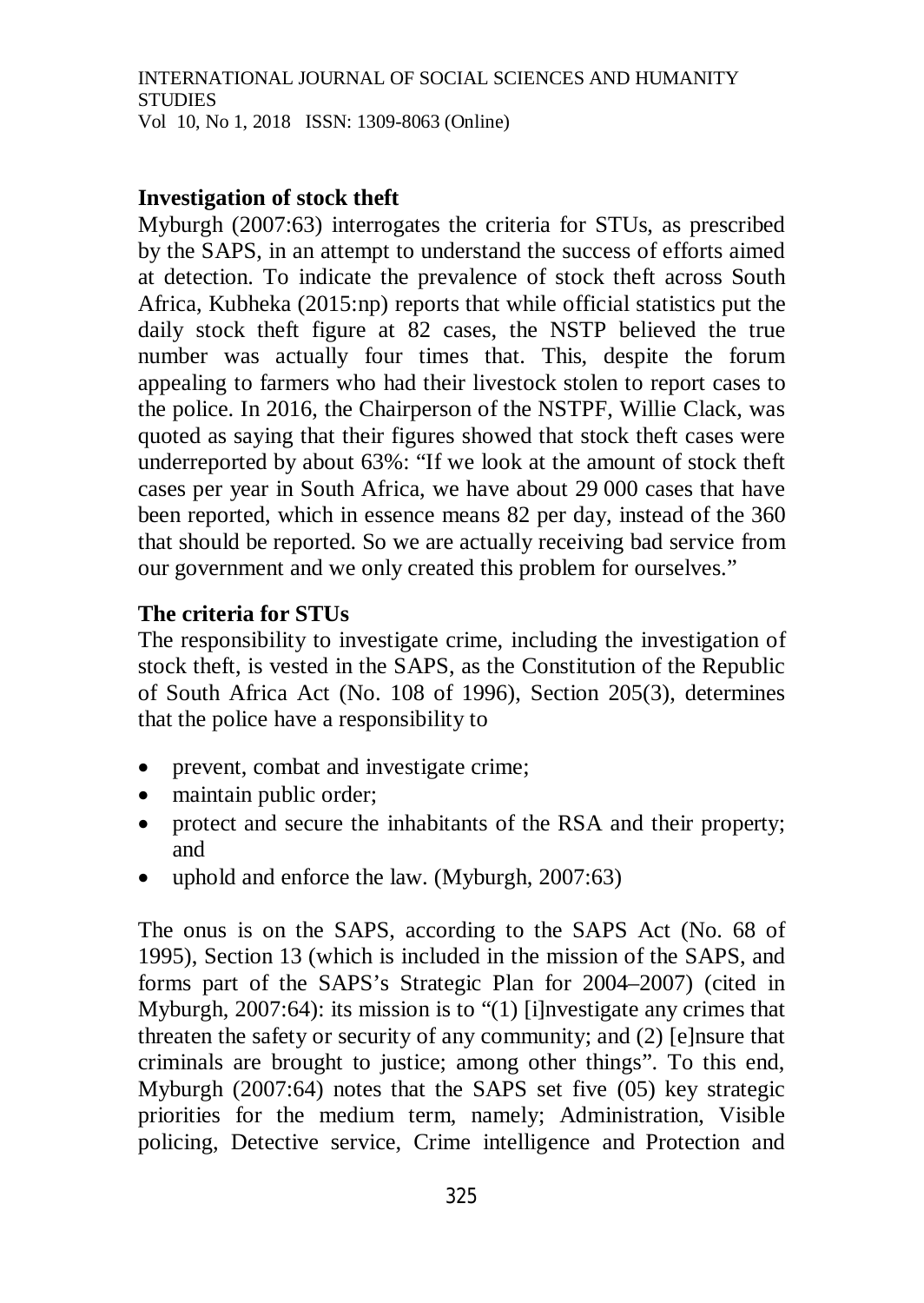## Investigation of stock theft

Myburgh (2007:63) interrogates the criteria for STUs, as prescribed by the SAPS, in an attempt to understand the success of efforts aimed at detection. To indicate the prevalence of stock theft across South Africa, Kubheka (2015:np) reports that while official statistics put the daily stock theft figure at 82 cases, the NSTP believed the true number was actually four times that. This, despite the forum appealing to farmers who had their livestock stolen to report cases to the police. In 2016, the Chairperson of the NSTPF, Willie Clack, was quoted as saying that their figures showed that stock theft cases were underreported by about 63%: "If we look at the amount of stock theft cases per year in South Africa, we have about 29 000 cases that have been reported, which in essence means 82 per day, instead of the 360 that should be reported. So we are actually receiving bad service from our government and we only created this problem for ourselves."

## The criteria for STUs

The responsibility to investigate crime, including the investigation of stock theft, is vested in the SAPS, as the Constitution of the Republic of South Africa Act (No. 108 of 1996), Section 205(3), determines that the police have a responsibility to

- prevent, combat and investigate crime;
- maintain public order;
- protect and secure the inhabitants of the RSA and their property; and
- uphold and enforce the law. (Myburgh, 2007:63)

The onus is on the SAPS, according to the SAPS Act (No. 68 of 1995), Section 13 (which is included in the mission of the SAPS, and forms part of the SAPS's Strategic Plan for 2004–2007) (cited in Myburgh, 2007:64): its mission is to "(1) [i]nvestigate any crimes that threaten the safety or security of any community; and (2) [e]nsure that criminals are brought to justice; among other things". To this end, Myburgh (2007:64) notes that the SAPS set five (05) key strategic priorities for the medium term, namely; Administration, Visible policing, Detective service, Crime intelligence and Protection and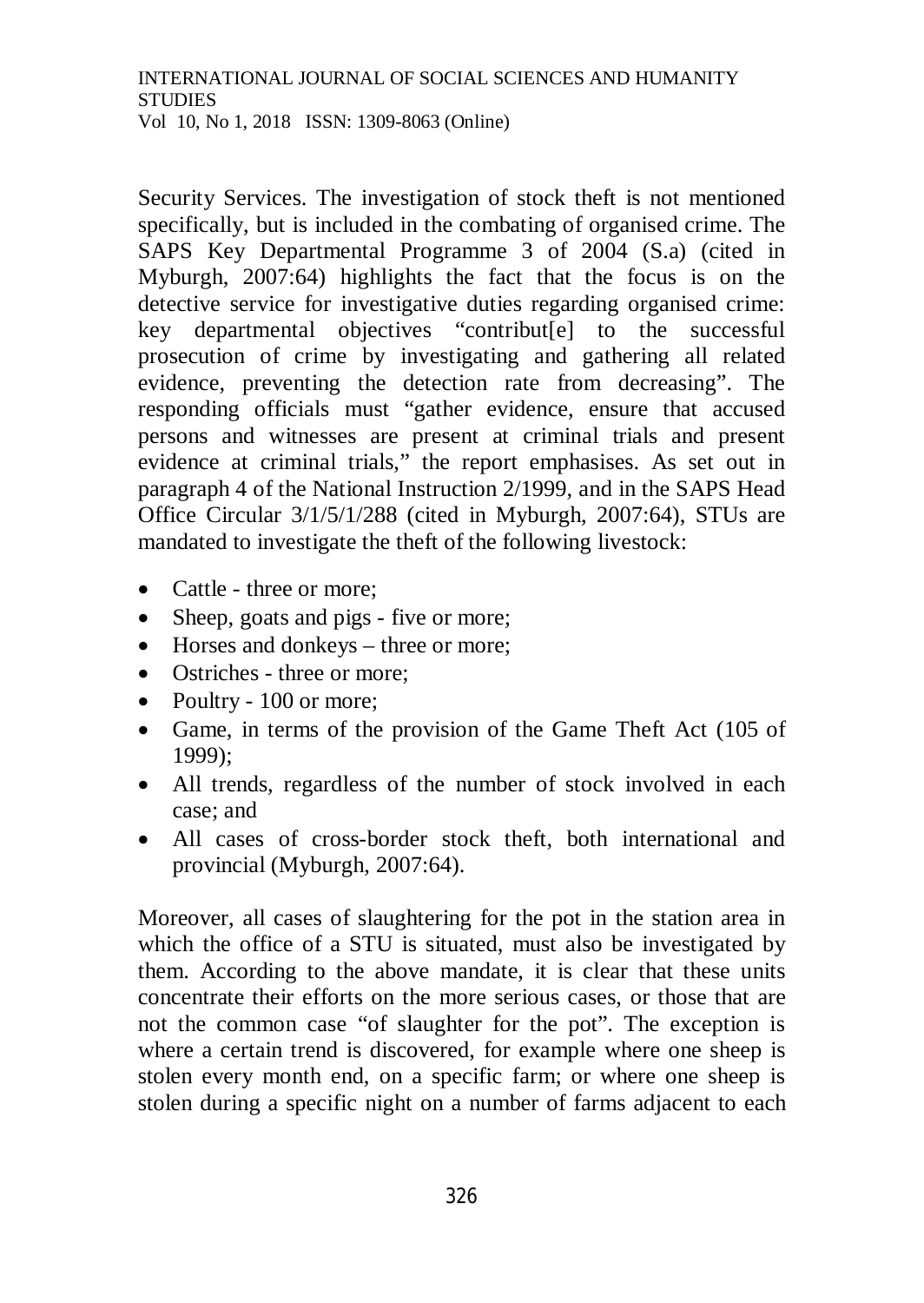Security Services. The investigation of stock theft is not mentioned specifically, but is included in the combating of organised crime. The SAPS Key Departmental Programme 3 of 2004 (S.a) (cited in Myburgh, 2007:64) highlights the fact that the focus is on the detective service for investigative duties regarding organised crime: key departmental objectives "contribut[e] to the successful prosecution of crime by investigating and gathering all related evidence, preventing the detection rate from decreasing". The responding officials must "gather evidence, ensure that accused persons and witnesses are present at criminal trials and present evidence at criminal trials," the report emphasises. As set out in paragraph 4 of the National Instruction 2/1999, and in the SAPS Head Office Circular 3/1/5/1/288 (cited in Myburgh, 2007:64), STUs are mandated to investigate the theft of the following livestock:

- Cattle - three or more;
- Sheep, goats and pigs - five or more;
- Horses and donkeys – three or more;
- Ostriches - three or more;
- Poultry - 100 or more;
- Game, in terms of the provision of the Game Theft Act (105 of 1999);
- All trends, regardless of the number of stock involved in each case; and
- All cases of cross-border stock theft, both international and provincial (Myburgh, 2007:64).

Moreover, all cases of slaughtering for the pot in the station area in which the office of a STU is situated, must also be investigated by them. According to the above mandate, it is clear that these units concentrate their efforts on the more serious cases, or those that are not the common case "of slaughter for the pot". The exception is where a certain trend is discovered, for example where one sheep is stolen every month end, on a specific farm; or where one sheep is stolen during a specific night on a number of farms adjacent to each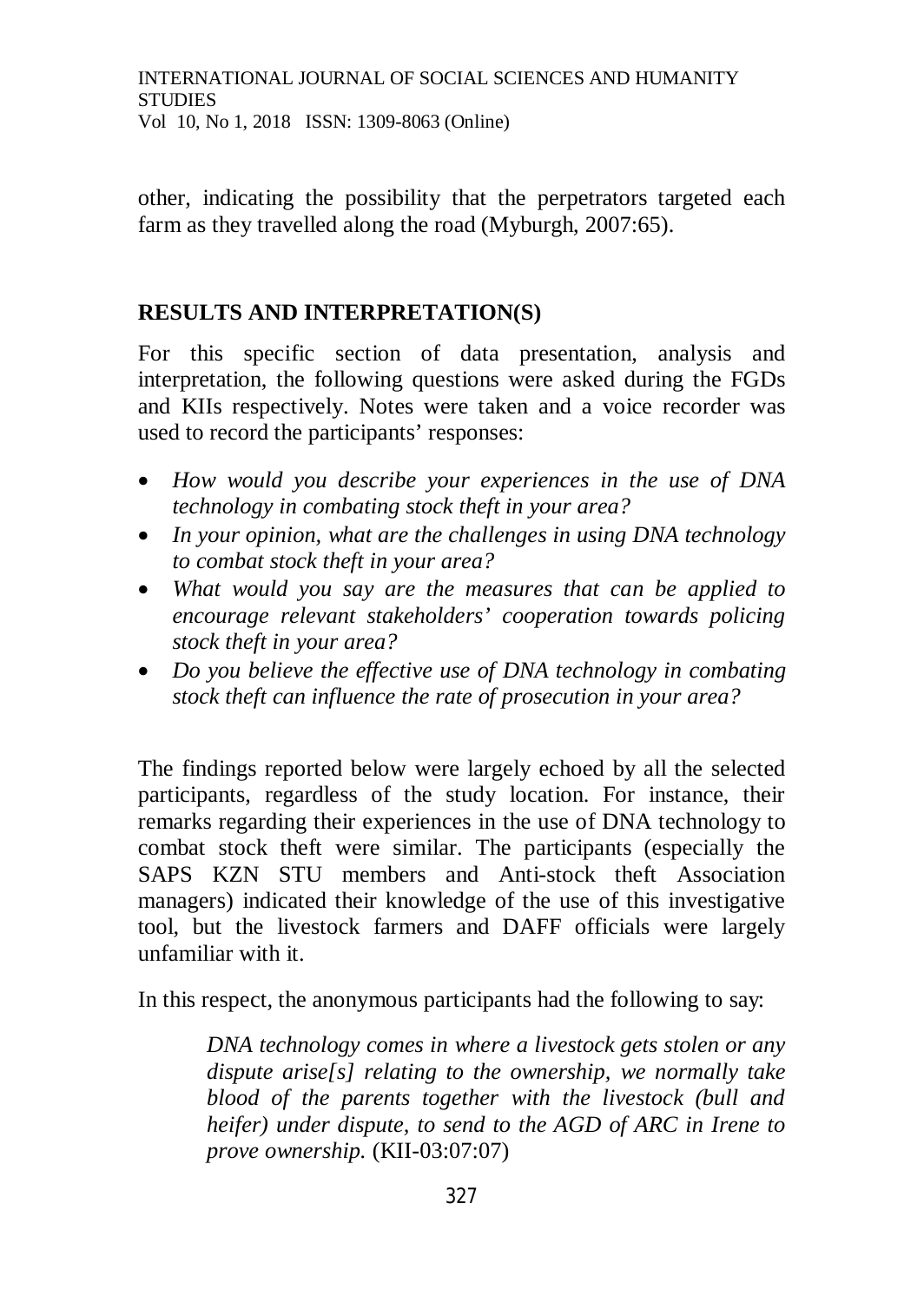other, indicating the possibility that the perpetrators targeted each farm as they travelled along the road (Myburgh, 2007:65).

## RESULTS AND INTERPRETATION(S)

For this specific section of data presentation, analysis and interpretation, the following questions were asked during the FGDs and KIIs respectively. Notes were taken and a voice recorder was used to record the participants' responses:

- *How would you describe your experiences in the use of DNA technology in combating stock theft in your area?*
- *In your opinion, what are the challenges in using DNA technology to combat stock theft in your area?*
- *What would you say are the measures that can be applied to encourage relevant stakeholders' cooperation towards policing stock theft in your area?*
- *Do you believe the effective use of DNA technology in combating stock theft can influence the rate of prosecution in your area?*

The findings reported below were largely echoed by all the selected participants, regardless of the study location. For instance, their remarks regarding their experiences in the use of DNA technology to combat stock theft were similar. The participants (especially the SAPS KZN STU members and Anti-stock theft Association managers) indicated their knowledge of the use of this investigative tool, but the livestock farmers and DAFF officials were largely unfamiliar with it.

In this respect, the anonymous participants had the following to say:

> *DNA technology comes in where a livestock gets stolen or any dispute arise[s] relating to the ownership, we normally take blood of the parents together with the livestock (bull and heifer) under dispute, to send to the AGD of ARC in Irene to prove ownership.* (KII-03:07:07)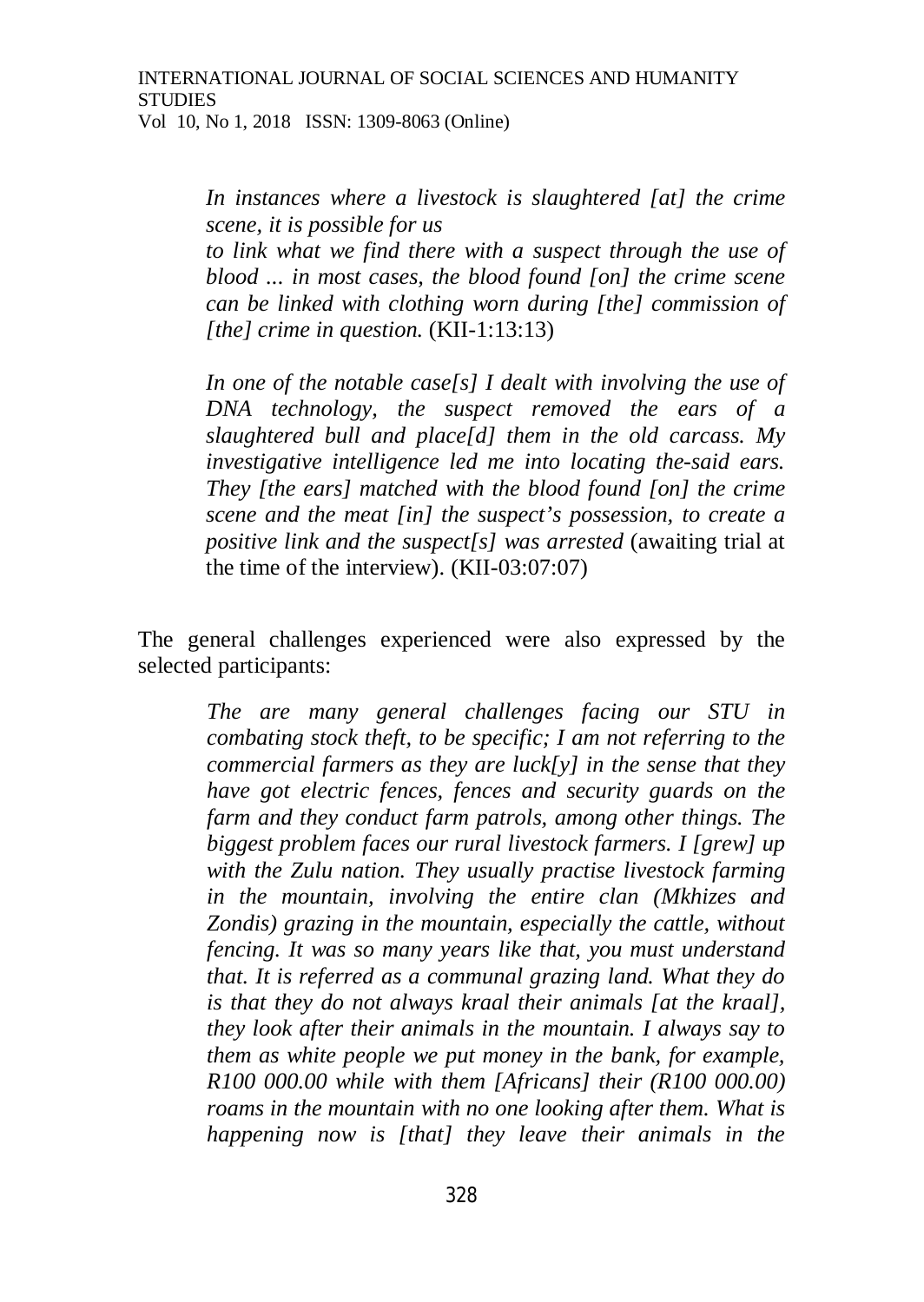> *In instances where a livestock is slaughtered [at] the crime scene, it is possible for us to link what we find there with a suspect through the use of blood ... in most cases, the blood found [on] the crime scene can be linked with clothing worn during [the] commission of [the] crime in question.* (KII-1:13:13)

> *In one of the notable case[s] I dealt with involving the use of DNA technology, the suspect removed the ears of a slaughtered bull and place[d] them in the old carcass. My investigative intelligence led me into locating the-said ears. They [the ears] matched with the blood found [on] the crime scene and the meat [in] the suspect's possession, to create a positive link and the suspect[s] was arrested* (awaiting trial at the time of the interview). (KII-03:07:07)

The general challenges experienced were also expressed by the selected participants:

> *The are many general challenges facing our STU in combating stock theft, to be specific; I am not referring to the commercial farmers as they are luck[y] in the sense that they have got electric fences, fences and security guards on the farm and they conduct farm patrols, among other things. The biggest problem faces our rural livestock farmers. I [grew] up with the Zulu nation. They usually practise livestock farming in the mountain, involving the entire clan (Mkhizes and Zondis) grazing in the mountain, especially the cattle, without fencing. It was so many years like that, you must understand that. It is referred as a communal grazing land. What they do is that they do not always kraal their animals [at the kraal], they look after their animals in the mountain. I always say to them as white people we put money in the bank, for example, R100 000.00 while with them [Africans] their (R100 000.00) roams in the mountain with no one looking after them. What is happening now is [that] they leave their animals in the*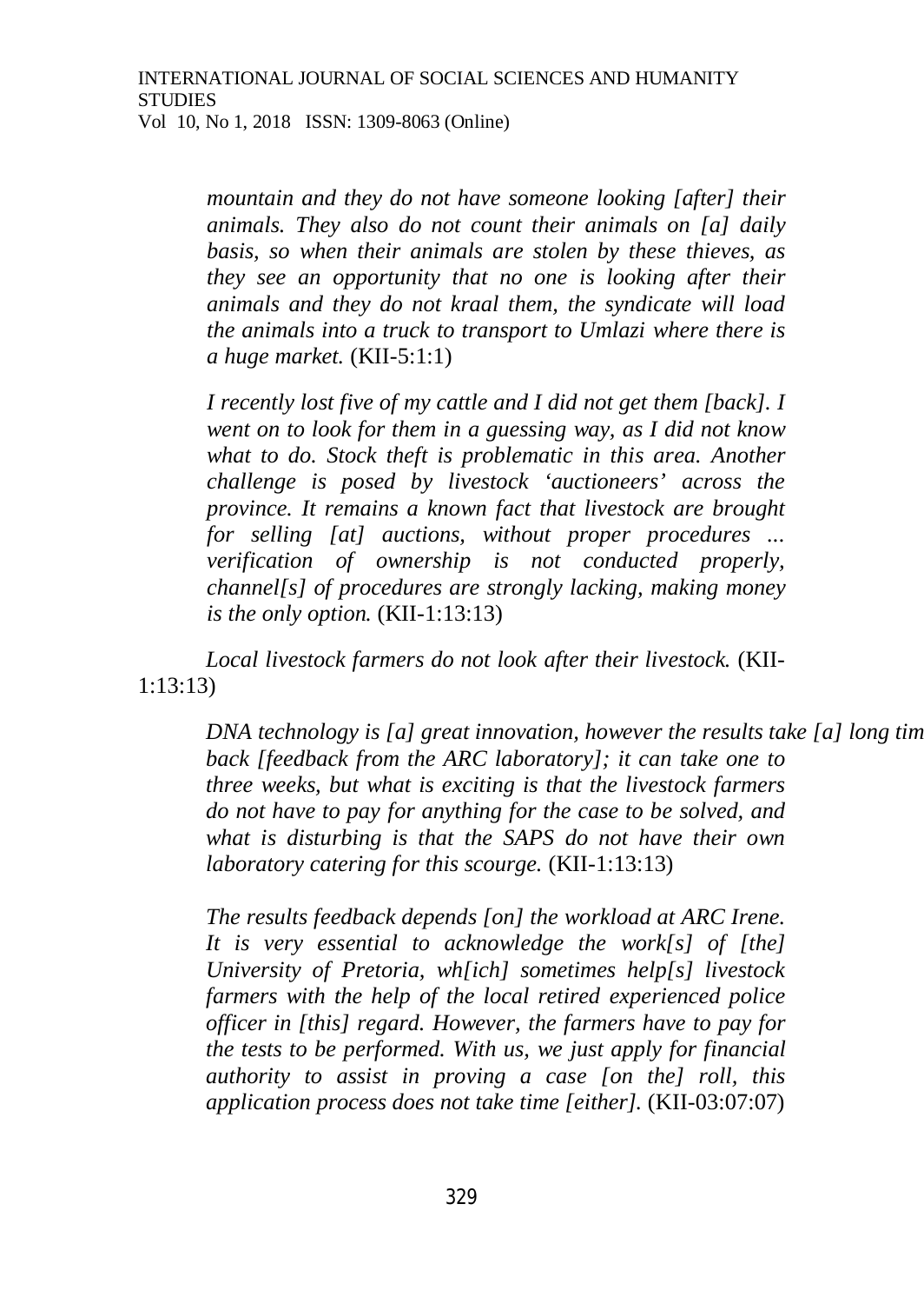*mountain and they do not have someone looking [after] their animals. They also do not count their animals on [a] daily basis, so when their animals are stolen by these thieves, as they see an opportunity that no one is looking after their animals and they do not kraal them, the syndicate will load the animals into a truck to transport to Umlazi where there is a huge market.* (KII-5:1:1)

*I recently lost five of my cattle and I did not get them [back]. I went on to look for them in a guessing way, as I did not know what to do. Stock theft is problematic in this area. Another challenge is posed by livestock 'auctioneers' across the province. It remains a known fact that livestock are brought for selling [at] auctions, without proper procedures ... verification of ownership is not conducted properly, channel[s] of procedures are strongly lacking, making money is the only option.* (KII-1:13:13)

*Local livestock farmers do not look after their livestock.* (KII-1:13:13)

*DNA technology is [a] great innovation, however the results take [a] long tim back [feedback from the ARC laboratory]; it can take one to three weeks, but what is exciting is that the livestock farmers do not have to pay for anything for the case to be solved, and what is disturbing is that the SAPS do not have their own laboratory catering for this scourge.* (KII-1:13:13)

*The results feedback depends [on] the workload at ARC Irene. It is very essential to acknowledge the work[s] of [the] University of Pretoria, wh[ich] sometimes help[s] livestock farmers with the help of the local retired experienced police officer in [this] regard. However, the farmers have to pay for the tests to be performed. With us, we just apply for financial authority to assist in proving a case [on the] roll, this application process does not take time [either].* (KII-03:07:07)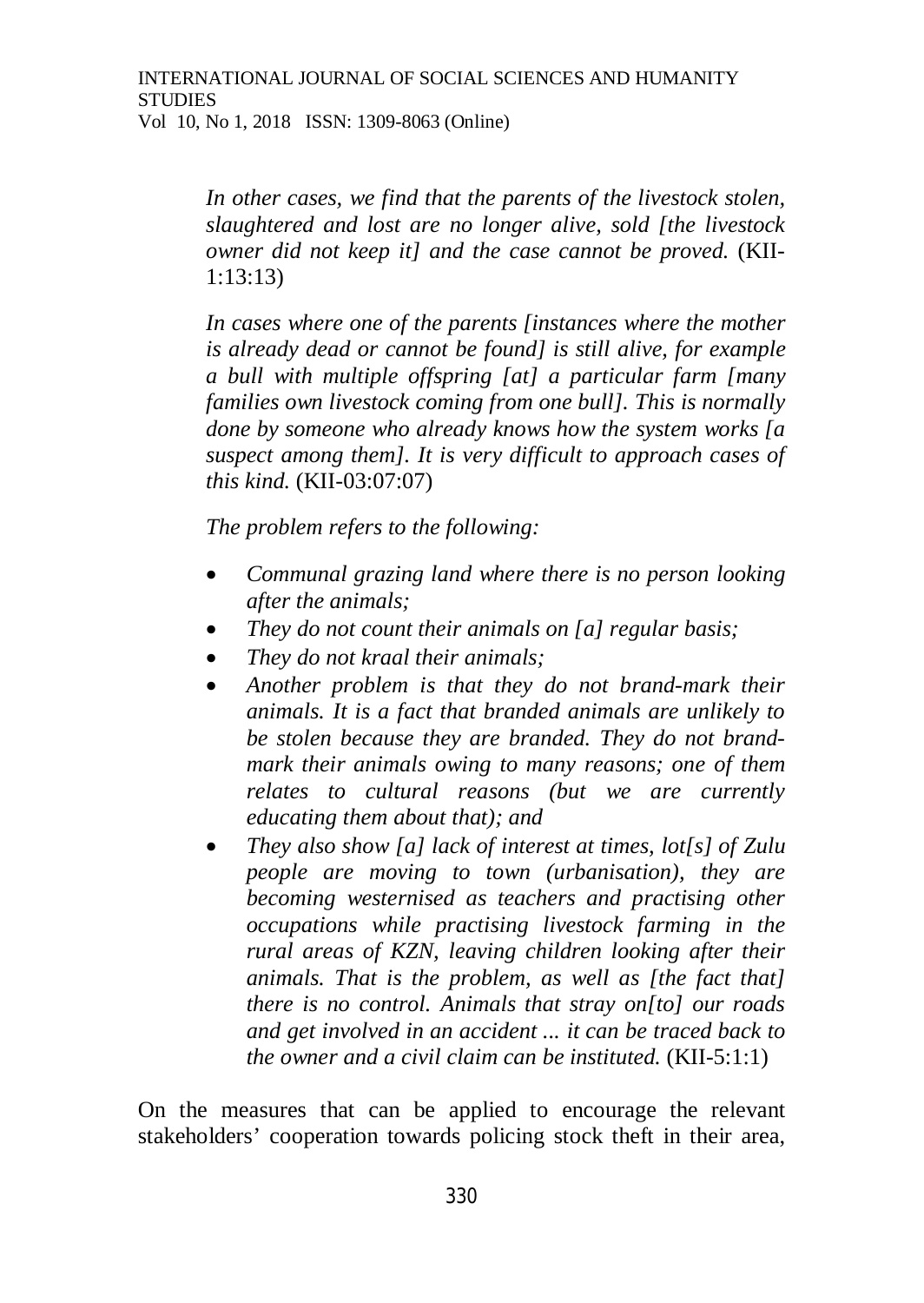*In other cases, we find that the parents of the livestock stolen, slaughtered and lost are no longer alive, sold [the livestock owner did not keep it] and the case cannot be proved.* (KII-1:13:13)

*In cases where one of the parents [instances where the mother is already dead or cannot be found] is still alive, for example a bull with multiple offspring [at] a particular farm [many families own livestock coming from one bull]. This is normally done by someone who already knows how the system works [a suspect among them]. It is very difficult to approach cases of this kind.* (KII-03:07:07)

*The problem refers to the following:*

- *Communal grazing land where there is no person looking after the animals;*
- *They do not count their animals on [a] regular basis;*
- *They do not kraal their animals;*
- *Another problem is that they do not brand-mark their animals. It is a fact that branded animals are unlikely to be stolen because they are branded. They do not brand-mark their animals owing to many reasons; one of them relates to cultural reasons (but we are currently educating them about that); and*
- *They also show [a] lack of interest at times, lot[s] of Zulu people are moving to town (urbanisation), they are becoming westernised as teachers and practising other occupations while practising livestock farming in the rural areas of KZN, leaving children looking after their animals. That is the problem, as well as [the fact that] there is no control. Animals that stray on[to] our roads and get involved in an accident ... it can be traced back to the owner and a civil claim can be instituted.* (KII-5:1:1)

On the measures that can be applied to encourage the relevant stakeholders' cooperation towards policing stock theft in their area,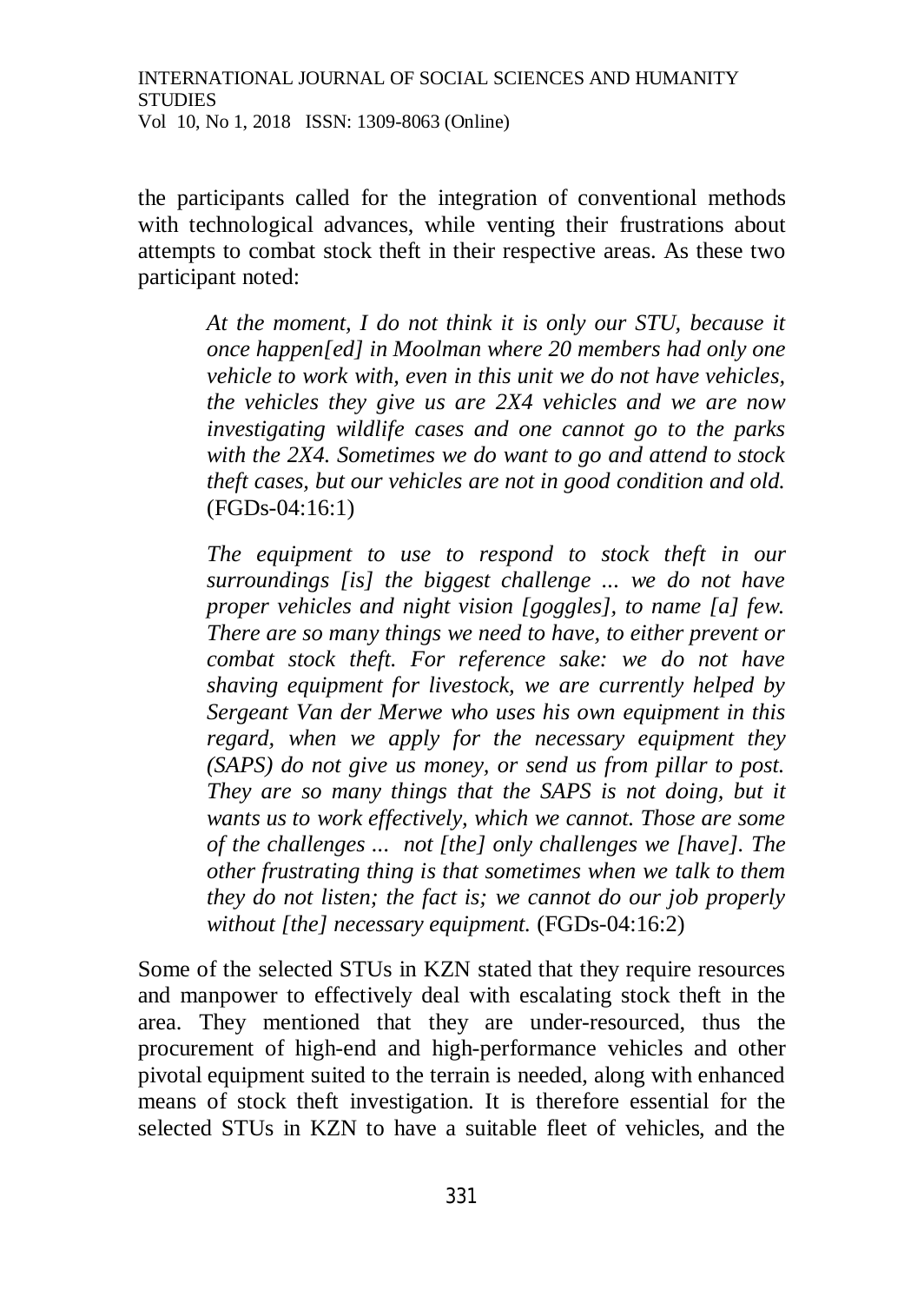the participants called for the integration of conventional methods with technological advances, while venting their frustrations about attempts to combat stock theft in their respective areas. As these two participant noted:

> *At the moment, I do not think it is only our STU, because it once happen[ed] in Moolman where 20 members had only one vehicle to work with, even in this unit we do not have vehicles, the vehicles they give us are 2X4 vehicles and we are now investigating wildlife cases and one cannot go to the parks with the 2X4. Sometimes we do want to go and attend to stock theft cases, but our vehicles are not in good condition and old.* (FGDs-04:16:1)

> *The equipment to use to respond to stock theft in our surroundings [is] the biggest challenge ... we do not have proper vehicles and night vision [goggles], to name [a] few. There are so many things we need to have, to either prevent or combat stock theft. For reference sake: we do not have shaving equipment for livestock, we are currently helped by Sergeant Van der Merwe who uses his own equipment in this regard, when we apply for the necessary equipment they (SAPS) do not give us money, or send us from pillar to post. They are so many things that the SAPS is not doing, but it wants us to work effectively, which we cannot. Those are some of the challenges ... not [the] only challenges we [have]. The other frustrating thing is that sometimes when we talk to them they do not listen; the fact is; we cannot do our job properly without [the] necessary equipment.* (FGDs-04:16:2)

Some of the selected STUs in KZN stated that they require resources and manpower to effectively deal with escalating stock theft in the area. They mentioned that they are under-resourced, thus the procurement of high-end and high-performance vehicles and other pivotal equipment suited to the terrain is needed, along with enhanced means of stock theft investigation. It is therefore essential for the selected STUs in KZN to have a suitable fleet of vehicles, and the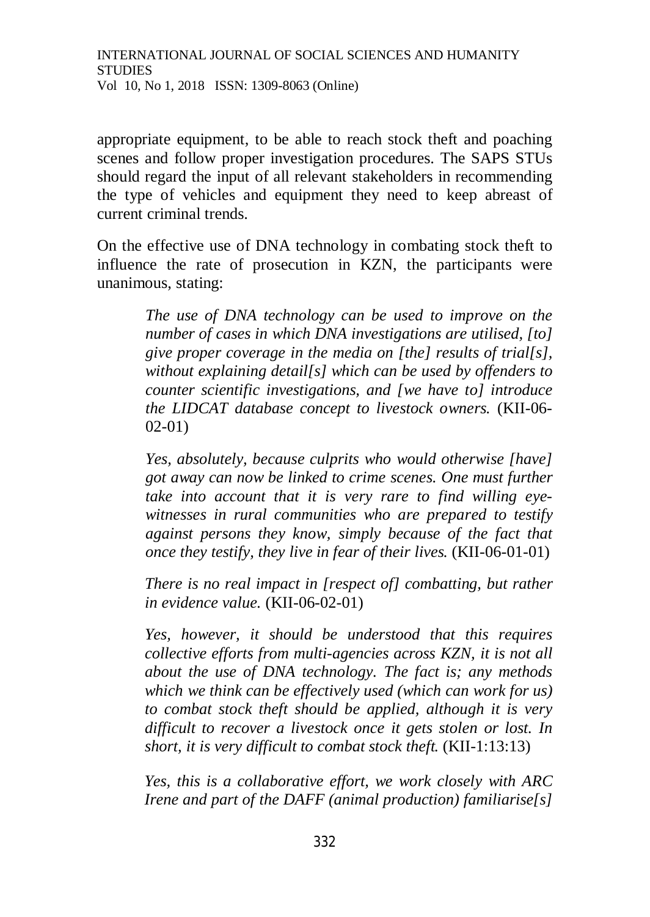appropriate equipment, to be able to reach stock theft and poaching scenes and follow proper investigation procedures. The SAPS STUs should regard the input of all relevant stakeholders in recommending the type of vehicles and equipment they need to keep abreast of current criminal trends.

On the effective use of DNA technology in combating stock theft to influence the rate of prosecution in KZN, the participants were unanimous, stating:

> *The use of DNA technology can be used to improve on the number of cases in which DNA investigations are utilised, [to] give proper coverage in the media on [the] results of trial[s], without explaining detail[s] which can be used by offenders to counter scientific investigations, and [we have to] introduce the LIDCAT database concept to livestock owners.* (KII-06-02-01)

> *Yes, absolutely, because culprits who would otherwise [have] got away can now be linked to crime scenes. One must further take into account that it is very rare to find willing eye-witnesses in rural communities who are prepared to testify against persons they know, simply because of the fact that once they testify, they live in fear of their lives.* (KII-06-01-01)

> *There is no real impact in [respect of] combatting, but rather in evidence value.* (KII-06-02-01)

> *Yes, however, it should be understood that this requires collective efforts from multi-agencies across KZN, it is not all about the use of DNA technology. The fact is; any methods which we think can be effectively used (which can work for us) to combat stock theft should be applied, although it is very difficult to recover a livestock once it gets stolen or lost. In short, it is very difficult to combat stock theft.* (KII-1:13:13)

> *Yes, this is a collaborative effort, we work closely with ARC Irene and part of the DAFF (animal production) familiarise[s]*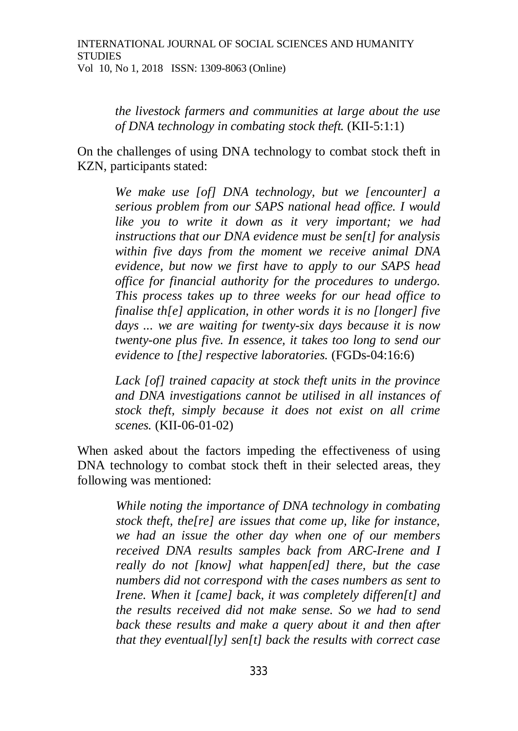> *the livestock farmers and communities at large about the use of DNA technology in combating stock theft.* (KII-5:1:1)

On the challenges of using DNA technology to combat stock theft in KZN, participants stated:

> *We make use [of] DNA technology, but we [encounter] a serious problem from our SAPS national head office. I would like you to write it down as it very important; we had instructions that our DNA evidence must be sen[t] for analysis within five days from the moment we receive animal DNA evidence, but now we first have to apply to our SAPS head office for financial authority for the procedures to undergo. This process takes up to three weeks for our head office to finalise th[e] application, in other words it is no [longer] five days ... we are waiting for twenty-six days because it is now twenty-one plus five. In essence, it takes too long to send our evidence to [the] respective laboratories.* (FGDs-04:16:6)

> *Lack [of] trained capacity at stock theft units in the province and DNA investigations cannot be utilised in all instances of stock theft, simply because it does not exist on all crime scenes.* (KII-06-01-02)

When asked about the factors impeding the effectiveness of using DNA technology to combat stock theft in their selected areas, they following was mentioned:

> *While noting the importance of DNA technology in combating stock theft, the[re] are issues that come up, like for instance, we had an issue the other day when one of our members received DNA results samples back from ARC-Irene and I really do not [know] what happen[ed] there, but the case numbers did not correspond with the cases numbers as sent to Irene. When it [came] back, it was completely differen[t] and the results received did not make sense. So we had to send back these results and make a query about it and then after that they eventual[ly] sen[t] back the results with correct case*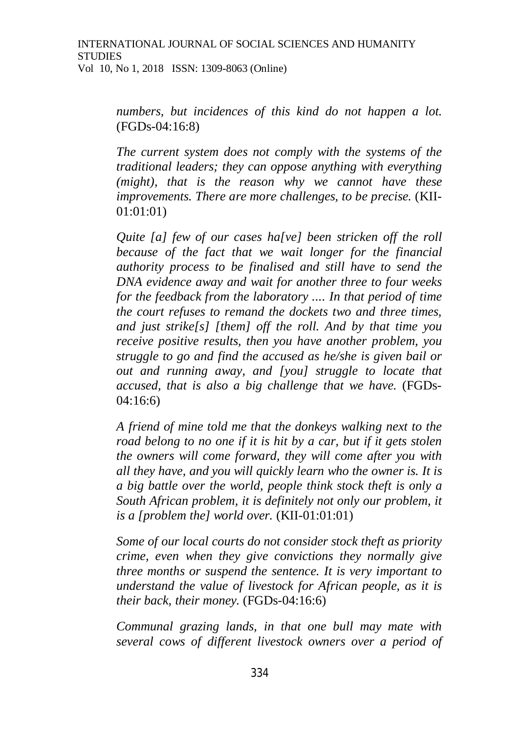*numbers, but incidences of this kind do not happen a lot.* (FGDs-04:16:8)

*The current system does not comply with the systems of the traditional leaders; they can oppose anything with everything (might), that is the reason why we cannot have these improvements. There are more challenges, to be precise.* (KII-01:01:01)

*Quite [a] few of our cases ha[ve] been stricken off the roll because of the fact that we wait longer for the financial authority process to be finalised and still have to send the DNA evidence away and wait for another three to four weeks for the feedback from the laboratory .... In that period of time the court refuses to remand the dockets two and three times, and just strike[s] [them] off the roll. And by that time you receive positive results, then you have another problem, you struggle to go and find the accused as he/she is given bail or out and running away, and [you] struggle to locate that accused, that is also a big challenge that we have.* (FGDs-04:16:6)

*A friend of mine told me that the donkeys walking next to the road belong to no one if it is hit by a car, but if it gets stolen the owners will come forward, they will come after you with all they have, and you will quickly learn who the owner is. It is a big battle over the world, people think stock theft is only a South African problem, it is definitely not only our problem, it is a [problem the] world over.* (KII-01:01:01)

*Some of our local courts do not consider stock theft as priority crime, even when they give convictions they normally give three months or suspend the sentence. It is very important to understand the value of livestock for African people, as it is their back, their money.* (FGDs-04:16:6)

*Communal grazing lands, in that one bull may mate with several cows of different livestock owners over a period of*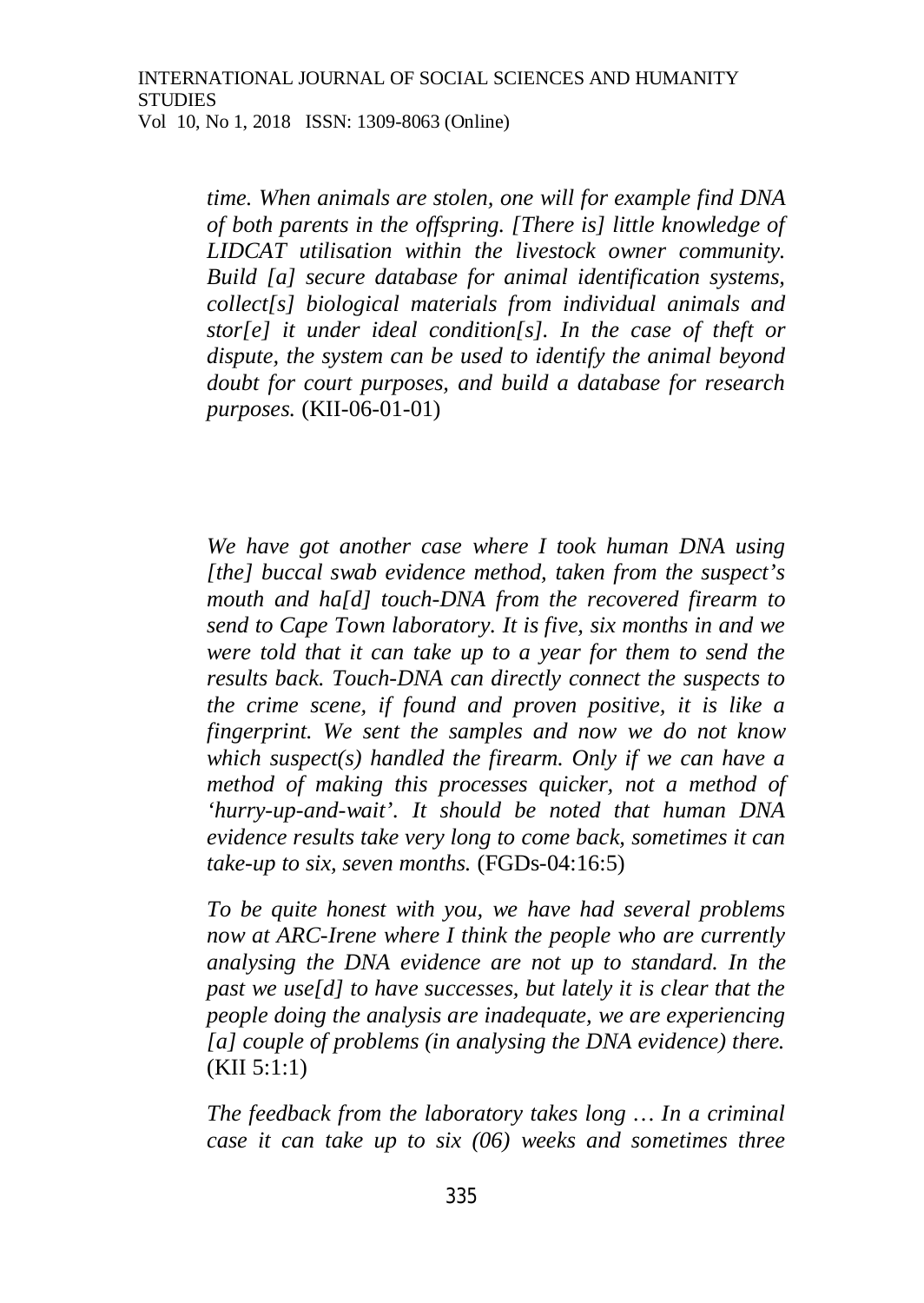*time. When animals are stolen, one will for example find DNA of both parents in the offspring. [There is] little knowledge of LIDCAT utilisation within the livestock owner community. Build [a] secure database for animal identification systems, collect[s] biological materials from individual animals and stor[e] it under ideal condition[s]. In the case of theft or dispute, the system can be used to identify the animal beyond doubt for court purposes, and build a database for research purposes.* (KII-06-01-01)

*We have got another case where I took human DNA using [the] buccal swab evidence method, taken from the suspect's mouth and ha[d] touch-DNA from the recovered firearm to send to Cape Town laboratory. It is five, six months in and we were told that it can take up to a year for them to send the results back. Touch-DNA can directly connect the suspects to the crime scene, if found and proven positive, it is like a fingerprint. We sent the samples and now we do not know which suspect(s) handled the firearm. Only if we can have a method of making this processes quicker, not a method of 'hurry-up-and-wait'. It should be noted that human DNA evidence results take very long to come back, sometimes it can take-up to six, seven months.* (FGDs-04:16:5)

*To be quite honest with you, we have had several problems now at ARC-Irene where I think the people who are currently analysing the DNA evidence are not up to standard. In the past we use[d] to have successes, but lately it is clear that the people doing the analysis are inadequate, we are experiencing [a] couple of problems (in analysing the DNA evidence) there.* (KII 5:1:1)

*The feedback from the laboratory takes long … In a criminal case it can take up to six (06) weeks and sometimes three*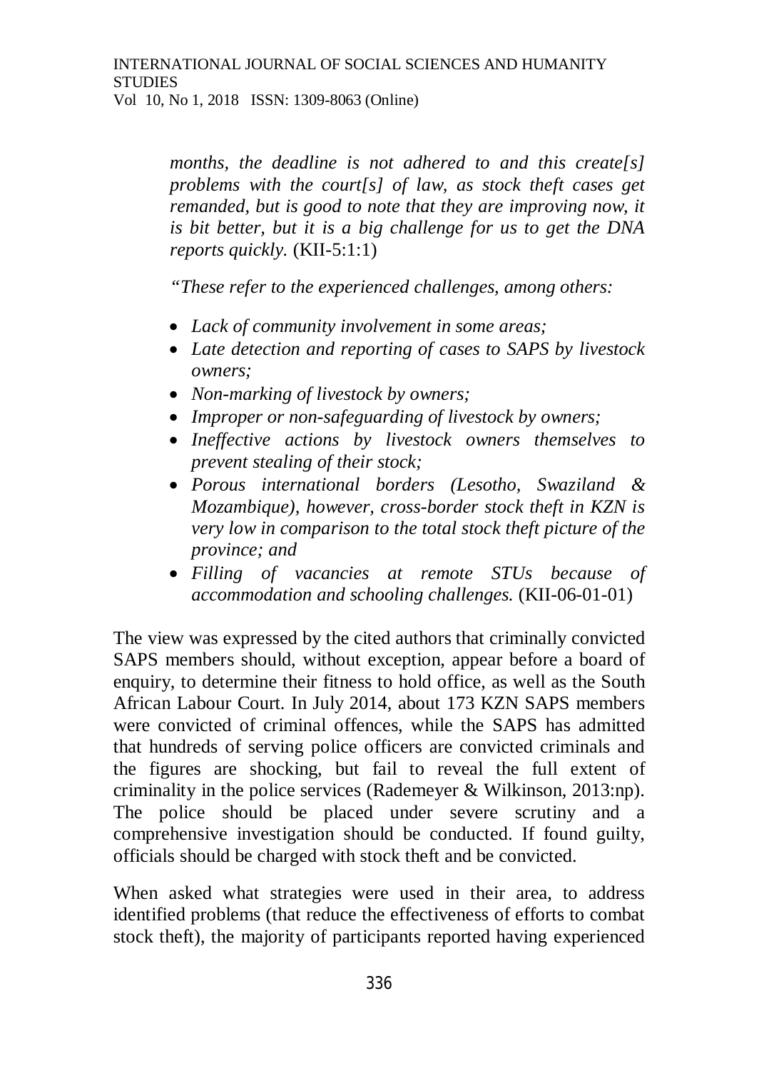*months, the deadline is not adhered to and this create[s] problems with the court[s] of law, as stock theft cases get remanded, but is good to note that they are improving now, it is bit better, but it is a big challenge for us to get the DNA reports quickly.* (KII-5:1:1)

*"These refer to the experienced challenges, among others:*

- *Lack of community involvement in some areas;*
- *Late detection and reporting of cases to SAPS by livestock owners;*
- *Non-marking of livestock by owners;*
- *Improper or non-safeguarding of livestock by owners;*
- *Ineffective actions by livestock owners themselves to prevent stealing of their stock;*
- *Porous international borders (Lesotho, Swaziland & Mozambique), however, cross-border stock theft in KZN is very low in comparison to the total stock theft picture of the province; and*
- *Filling of vacancies at remote STUs because of accommodation and schooling challenges.* (KII-06-01-01)

The view was expressed by the cited authors that criminally convicted SAPS members should, without exception, appear before a board of enquiry, to determine their fitness to hold office, as well as the South African Labour Court. In July 2014, about 173 KZN SAPS members were convicted of criminal offences, while the SAPS has admitted that hundreds of serving police officers are convicted criminals and the figures are shocking, but fail to reveal the full extent of criminality in the police services (Rademeyer & Wilkinson, 2013:np). The police should be placed under severe scrutiny and a comprehensive investigation should be conducted. If found guilty, officials should be charged with stock theft and be convicted.

When asked what strategies were used in their area, to address identified problems (that reduce the effectiveness of efforts to combat stock theft), the majority of participants reported having experienced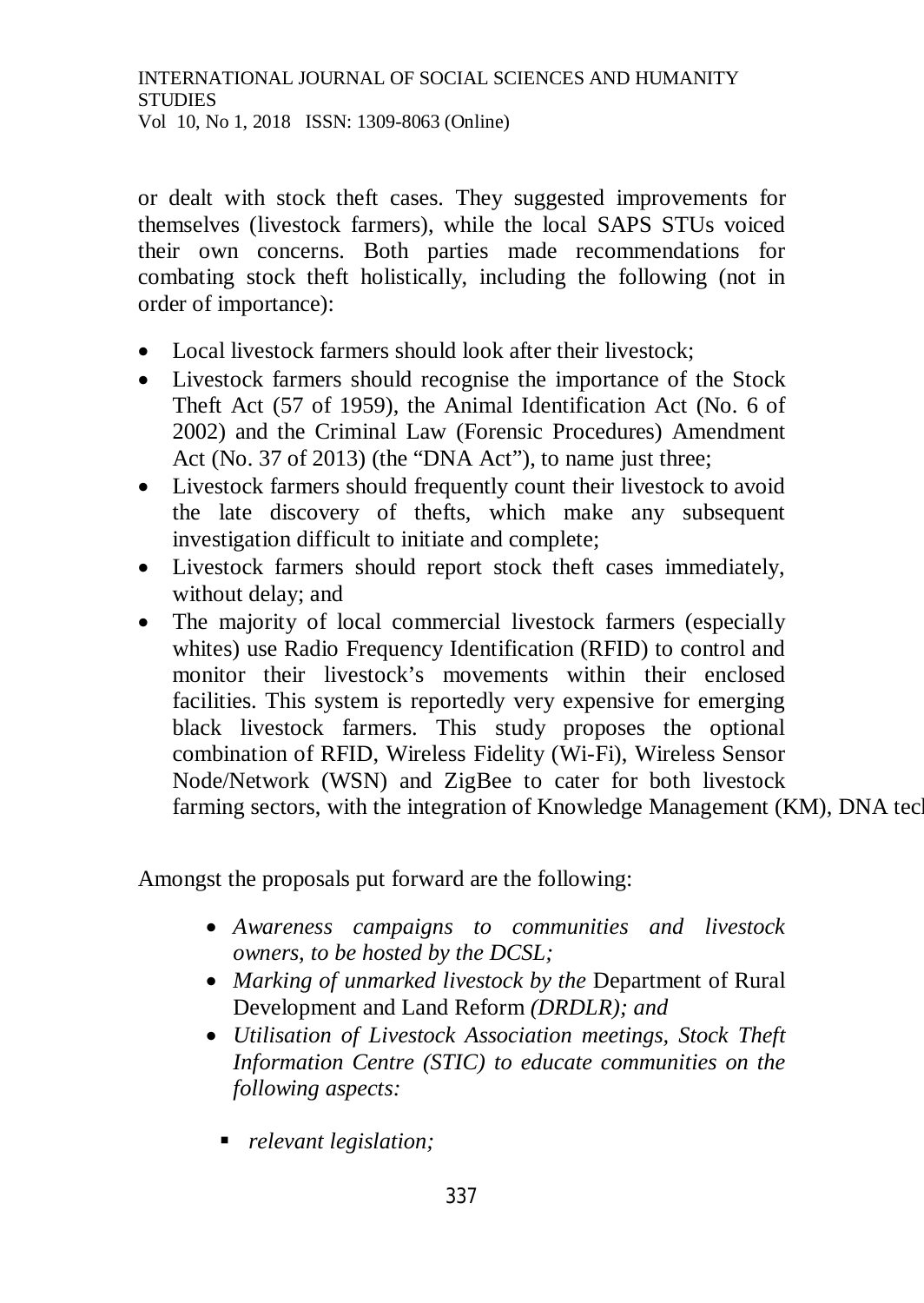or dealt with stock theft cases. They suggested improvements for themselves (livestock farmers), while the local SAPS STUs voiced their own concerns. Both parties made recommendations for combating stock theft holistically, including the following (not in order of importance):

- Local livestock farmers should look after their livestock;
- Livestock farmers should recognise the importance of the Stock Theft Act (57 of 1959), the Animal Identification Act (No. 6 of 2002) and the Criminal Law (Forensic Procedures) Amendment Act (No. 37 of 2013) (the "DNA Act"), to name just three;
- Livestock farmers should frequently count their livestock to avoid the late discovery of thefts, which make any subsequent investigation difficult to initiate and complete;
- Livestock farmers should report stock theft cases immediately, without delay; and
- The majority of local commercial livestock farmers (especially whites) use Radio Frequency Identification (RFID) to control and monitor their livestock's movements within their enclosed facilities. This system is reportedly very expensive for emerging black livestock farmers. This study proposes the optional combination of RFID, Wireless Fidelity (Wi-Fi), Wireless Sensor Node/Network (WSN) and ZigBee to cater for both livestock farming sectors, with the integration of Knowledge Management (KM), DNA tec

Amongst the proposals put forward are the following:

- *Awareness campaigns to communities and livestock owners, to be hosted by the DCSL;*
- *Marking of unmarked livestock by the* Department of Rural Development and Land Reform *(DRDLR); and*
- *Utilisation of Livestock Association meetings, Stock Theft Information Centre (STIC) to educate communities on the following aspects:*
  - *relevant legislation;*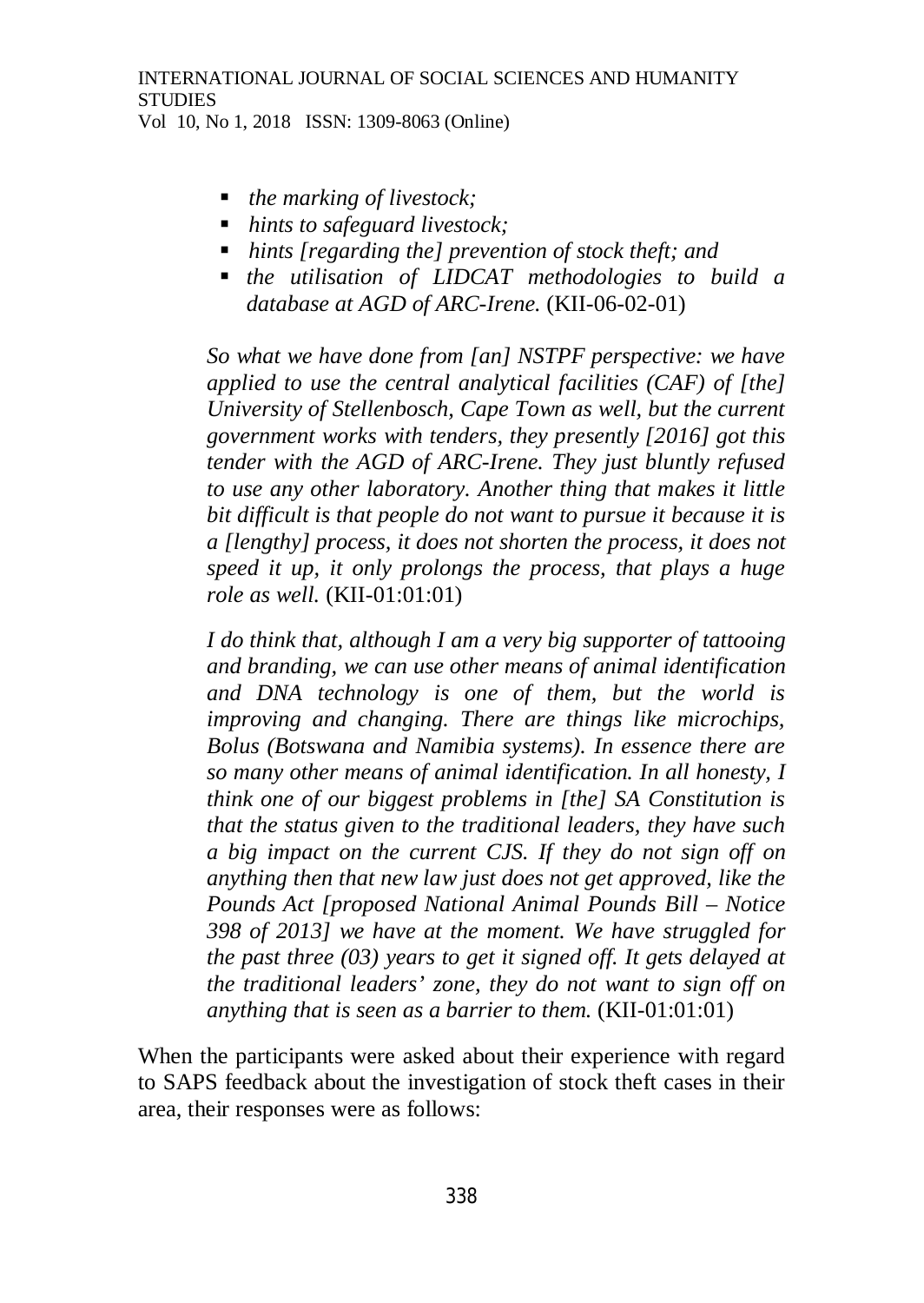- *the marking of livestock;*
- *hints to safeguard livestock;*
- *hints [regarding the] prevention of stock theft; and*
- *the utilisation of LIDCAT methodologies to build a database at AGD of ARC-Irene.* (KII-06-02-01)

> *So what we have done from [an] NSTPF perspective: we have applied to use the central analytical facilities (CAF) of [the] University of Stellenbosch, Cape Town as well, but the current government works with tenders, they presently [2016] got this tender with the AGD of ARC-Irene. They just bluntly refused to use any other laboratory. Another thing that makes it little bit difficult is that people do not want to pursue it because it is a [lengthy] process, it does not shorten the process, it does not speed it up, it only prolongs the process, that plays a huge role as well.* (KII-01:01:01)

> *I do think that, although I am a very big supporter of tattooing and branding, we can use other means of animal identification and DNA technology is one of them, but the world is improving and changing. There are things like microchips, Bolus (Botswana and Namibia systems). In essence there are so many other means of animal identification. In all honesty, I think one of our biggest problems in [the] SA Constitution is that the status given to the traditional leaders, they have such a big impact on the current CJS. If they do not sign off on anything then that new law just does not get approved, like the Pounds Act [proposed National Animal Pounds Bill – Notice 398 of 2013] we have at the moment. We have struggled for the past three (03) years to get it signed off. It gets delayed at the traditional leaders' zone, they do not want to sign off on anything that is seen as a barrier to them.* (KII-01:01:01)

When the participants were asked about their experience with regard to SAPS feedback about the investigation of stock theft cases in their area, their responses were as follows: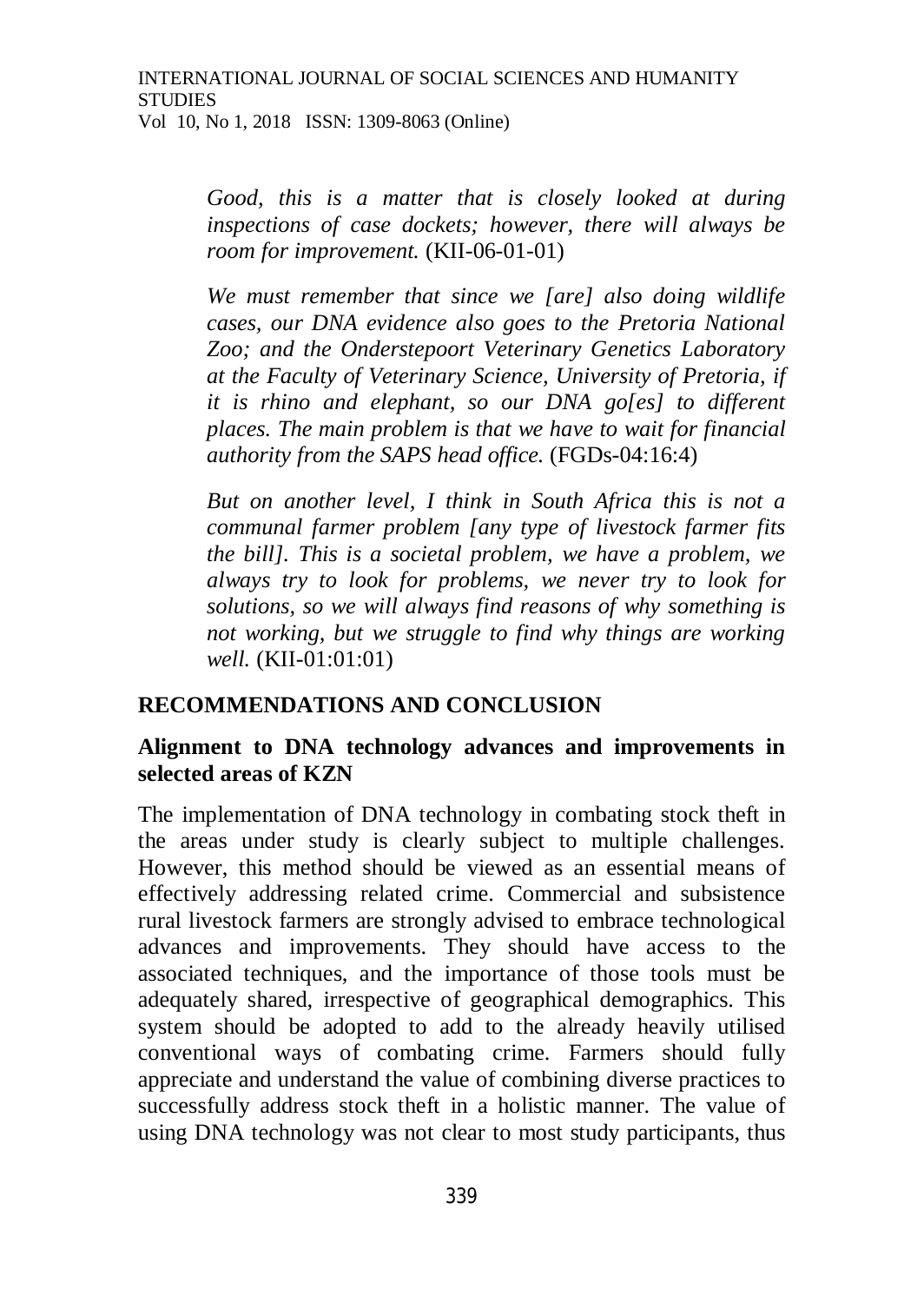> *Good, this is a matter that is closely looked at during inspections of case dockets; however, there will always be room for improvement.* (KII-06-01-01)

> *We must remember that since we [are] also doing wildlife cases, our DNA evidence also goes to the Pretoria National Zoo; and the Onderstepoort Veterinary Genetics Laboratory at the Faculty of Veterinary Science, University of Pretoria, if it is rhino and elephant, so our DNA go[es] to different places. The main problem is that we have to wait for financial authority from the SAPS head office.* (FGDs-04:16:4)

> *But on another level, I think in South Africa this is not a communal farmer problem [any type of livestock farmer fits the bill]. This is a societal problem, we have a problem, we always try to look for problems, we never try to look for solutions, so we will always find reasons of why something is not working, but we struggle to find why things are working well.* (KII-01:01:01)

## RECOMMENDATIONS AND CONCLUSION

### Alignment to DNA technology advances and improvements in selected areas of KZN

The implementation of DNA technology in combating stock theft in the areas under study is clearly subject to multiple challenges. However, this method should be viewed as an essential means of effectively addressing related crime. Commercial and subsistence rural livestock farmers are strongly advised to embrace technological advances and improvements. They should have access to the associated techniques, and the importance of those tools must be adequately shared, irrespective of geographical demographics. This system should be adopted to add to the already heavily utilised conventional ways of combating crime. Farmers should fully appreciate and understand the value of combining diverse practices to successfully address stock theft in a holistic manner. The value of using DNA technology was not clear to most study participants, thus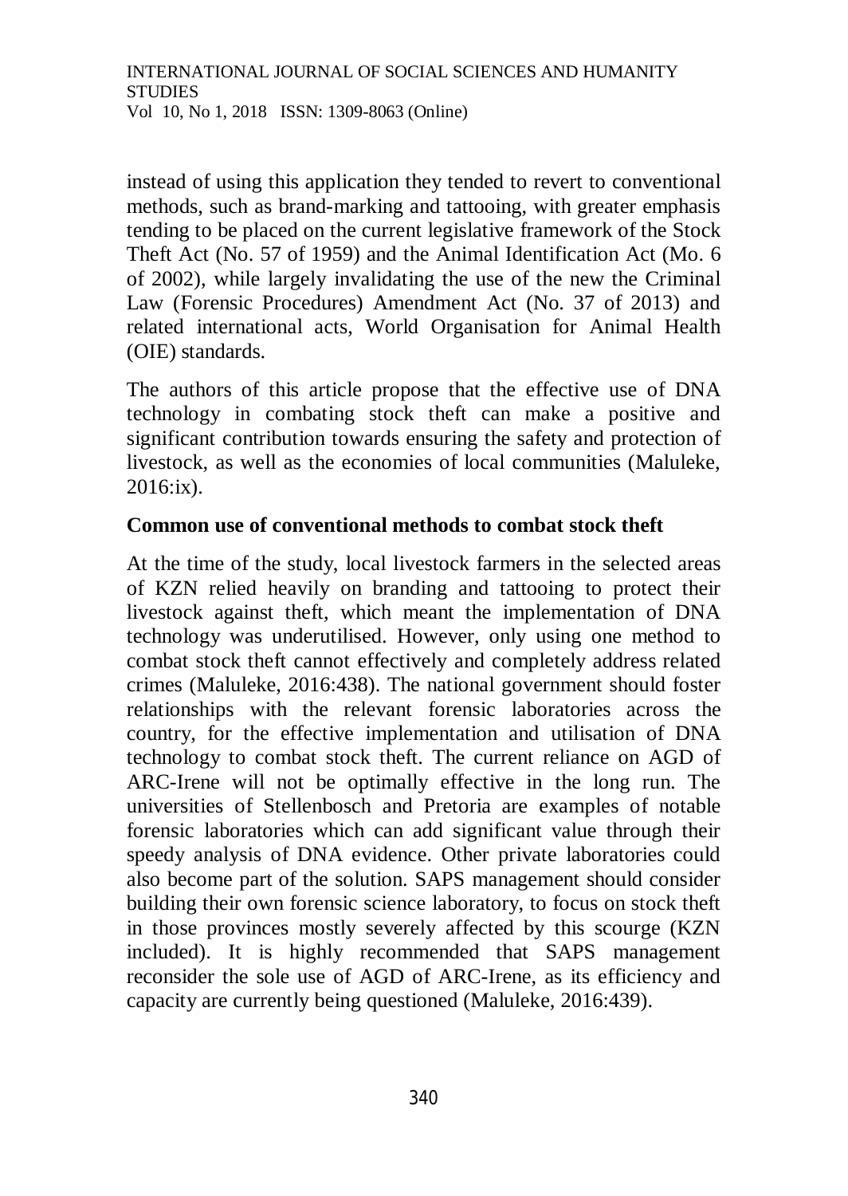instead of using this application they tended to revert to conventional methods, such as brand-marking and tattooing, with greater emphasis tending to be placed on the current legislative framework of the Stock Theft Act (No. 57 of 1959) and the Animal Identification Act (Mo. 6 of 2002), while largely invalidating the use of the new the Criminal Law (Forensic Procedures) Amendment Act (No. 37 of 2013) and related international acts, World Organisation for Animal Health (OIE) standards.

The authors of this article propose that the effective use of DNA technology in combating stock theft can make a positive and significant contribution towards ensuring the safety and protection of livestock, as well as the economies of local communities (Maluleke, 2016:ix).

**Common use of conventional methods to combat stock theft**

At the time of the study, local livestock farmers in the selected areas of KZN relied heavily on branding and tattooing to protect their livestock against theft, which meant the implementation of DNA technology was underutilised. However, only using one method to combat stock theft cannot effectively and completely address related crimes (Maluleke, 2016:438). The national government should foster relationships with the relevant forensic laboratories across the country, for the effective implementation and utilisation of DNA technology to combat stock theft. The current reliance on AGD of ARC-Irene will not be optimally effective in the long run. The universities of Stellenbosch and Pretoria are examples of notable forensic laboratories which can add significant value through their speedy analysis of DNA evidence. Other private laboratories could also become part of the solution. SAPS management should consider building their own forensic science laboratory, to focus on stock theft in those provinces mostly severely affected by this scourge (KZN included). It is highly recommended that SAPS management reconsider the sole use of AGD of ARC-Irene, as its efficiency and capacity are currently being questioned (Maluleke, 2016:439).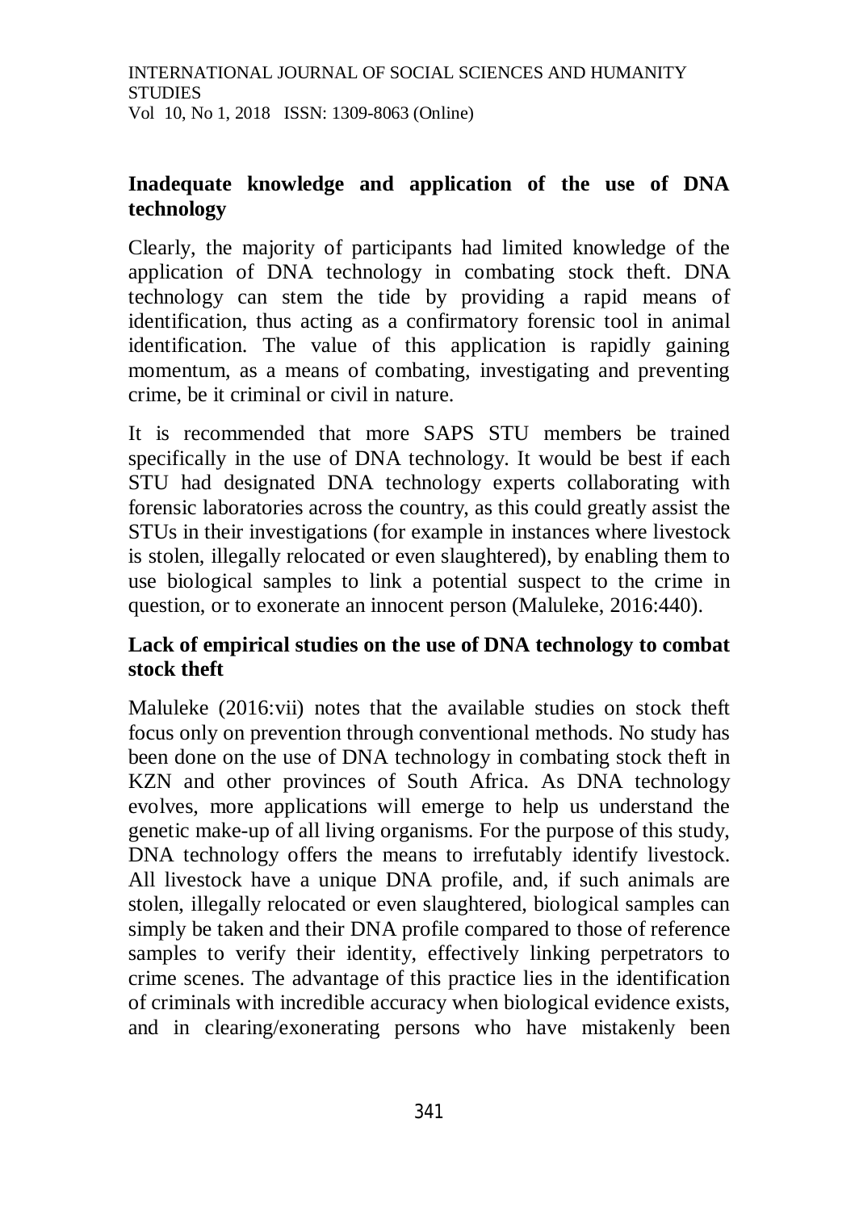**Inadequate knowledge and application of the use of DNA technology**

Clearly, the majority of participants had limited knowledge of the application of DNA technology in combating stock theft. DNA technology can stem the tide by providing a rapid means of identification, thus acting as a confirmatory forensic tool in animal identification. The value of this application is rapidly gaining momentum, as a means of combating, investigating and preventing crime, be it criminal or civil in nature.

It is recommended that more SAPS STU members be trained specifically in the use of DNA technology. It would be best if each STU had designated DNA technology experts collaborating with forensic laboratories across the country, as this could greatly assist the STUs in their investigations (for example in instances where livestock is stolen, illegally relocated or even slaughtered), by enabling them to use biological samples to link a potential suspect to the crime in question, or to exonerate an innocent person (Maluleke, 2016:440).

**Lack of empirical studies on the use of DNA technology to combat stock theft**

Maluleke (2016:vii) notes that the available studies on stock theft focus only on prevention through conventional methods. No study has been done on the use of DNA technology in combating stock theft in KZN and other provinces of South Africa. As DNA technology evolves, more applications will emerge to help us understand the genetic make-up of all living organisms. For the purpose of this study, DNA technology offers the means to irrefutably identify livestock. All livestock have a unique DNA profile, and, if such animals are stolen, illegally relocated or even slaughtered, biological samples can simply be taken and their DNA profile compared to those of reference samples to verify their identity, effectively linking perpetrators to crime scenes. The advantage of this practice lies in the identification of criminals with incredible accuracy when biological evidence exists, and in clearing/exonerating persons who have mistakenly been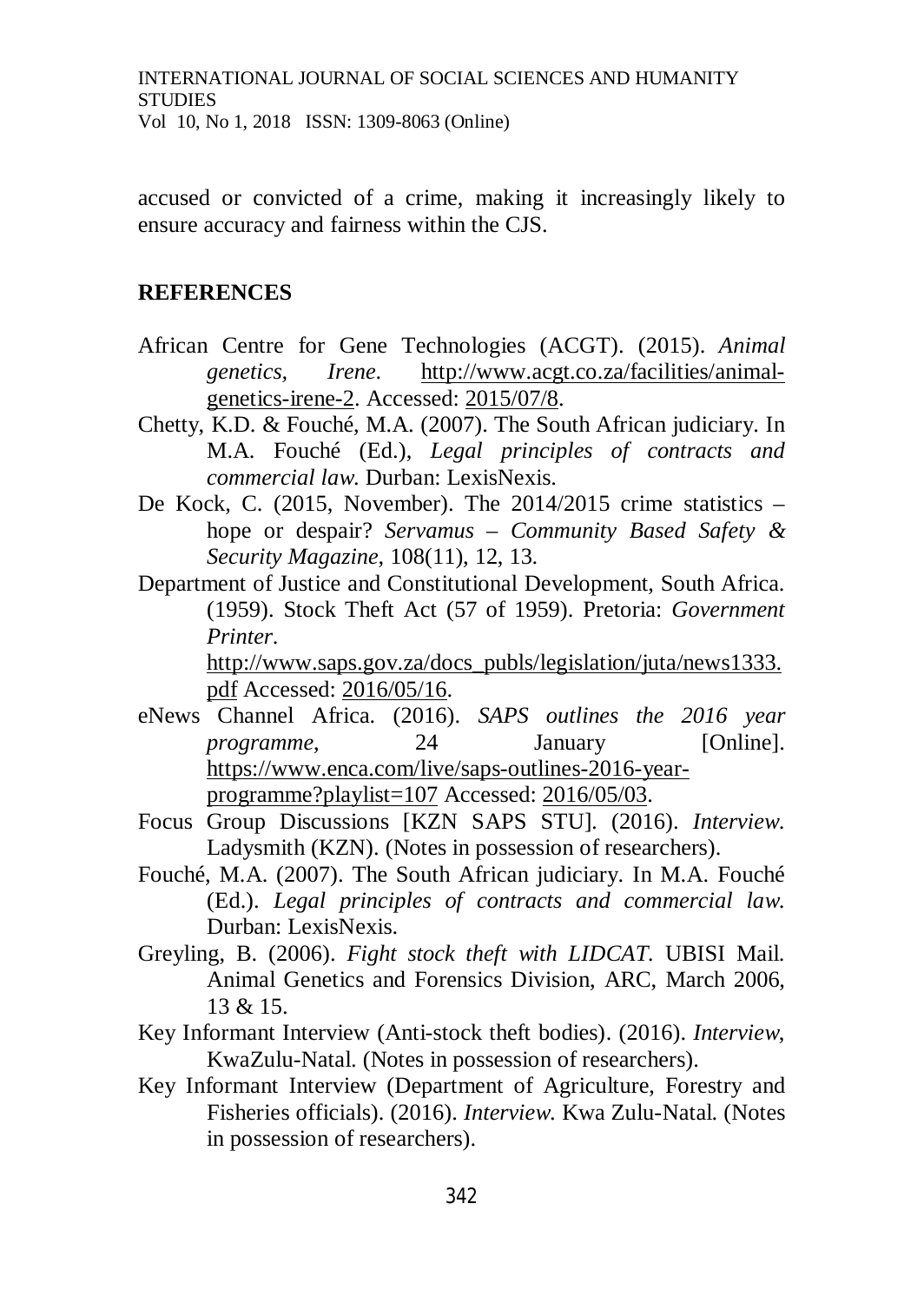accused or convicted of a crime, making it increasingly likely to ensure accuracy and fairness within the CJS.

## REFERENCES

African Centre for Gene Technologies (ACGT). (2015). *Animal genetics, Irene*. http://www.acgt.co.za/facilities/animal-genetics-irene-2. Accessed: 2015/07/8.

Chetty, K.D. & Fouché, M.A. (2007). The South African judiciary. In M.A. Fouché (Ed.), *Legal principles of contracts and commercial law*. Durban: LexisNexis.

De Kock, C. (2015, November). The 2014/2015 crime statistics – hope or despair? *Servamus – Community Based Safety & Security Magazine*, 108(11), 12, 13.

Department of Justice and Constitutional Development, South Africa. (1959). Stock Theft Act (57 of 1959). Pretoria: *Government Printer*. http://www.saps.gov.za/docs_publs/legislation/juta/news1333.pdf Accessed: 2016/05/16.

eNews Channel Africa. (2016). *SAPS outlines the 2016 year programme*, 24 January [Online]. https://www.enca.com/live/saps-outlines-2016-year-programme?playlist=107 Accessed: 2016/05/03.

Focus Group Discussions [KZN SAPS STU]. (2016). *Interview*. Ladysmith (KZN). (Notes in possession of researchers).

Fouché, M.A. (2007). The South African judiciary. In M.A. Fouché (Ed.). *Legal principles of contracts and commercial law*. Durban: LexisNexis.

Greyling, B. (2006). *Fight stock theft with LIDCAT*. UBISI Mail. Animal Genetics and Forensics Division, ARC, March 2006, 13 & 15.

Key Informant Interview (Anti-stock theft bodies). (2016). *Interview*, KwaZulu-Natal. (Notes in possession of researchers).

Key Informant Interview (Department of Agriculture, Forestry and Fisheries officials). (2016). *Interview*. Kwa Zulu-Natal. (Notes in possession of researchers).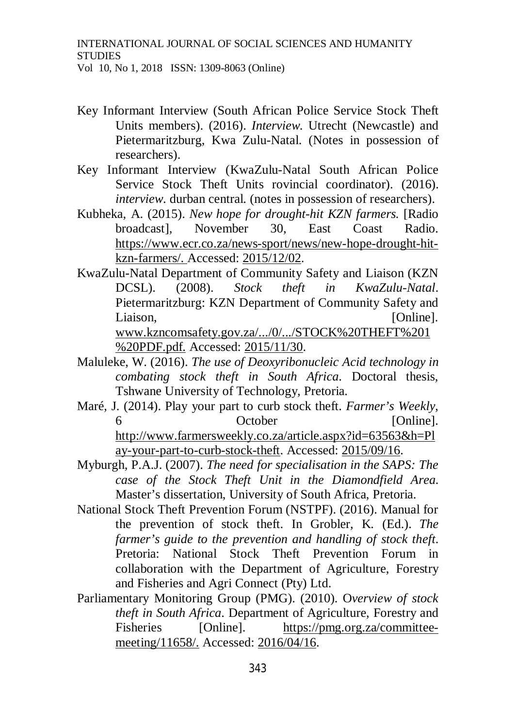Key Informant Interview (South African Police Service Stock Theft Units members). (2016). *Interview*. Utrecht (Newcastle) and Pietermaritzburg, Kwa Zulu-Natal. (Notes in possession of researchers).

Key Informant Interview (KwaZulu-Natal South African Police Service Stock Theft Units rovincial coordinator). (2016). *interview*. durban central. (notes in possession of researchers).

Kubheka, A. (2015). *New hope for drought-hit KZN farmers*. [Radio broadcast], November 30, East Coast Radio. https://www.ecr.co.za/news-sport/news/new-hope-drought-hit-kzn-farmers/. Accessed: 2015/12/02.

KwaZulu-Natal Department of Community Safety and Liaison (KZN DCSL). (2008). *Stock theft in KwaZulu-Natal*. Pietermaritzburg: KZN Department of Community Safety and Liaison, [Online]. www.kzncomsafety.gov.za/.../0/.../STOCK%20THEFT%201%20PDF.pdf. Accessed: 2015/11/30.

Maluleke, W. (2016). *The use of Deoxyribonucleic Acid technology in combating stock theft in South Africa*. Doctoral thesis, Tshwane University of Technology, Pretoria.

Maré, J. (2014). Play your part to curb stock theft. *Farmer's Weekly*, 6 October [Online]. http://www.farmersweekly.co.za/article.aspx?id=63563&h=Play-your-part-to-curb-stock-theft. Accessed: 2015/09/16.

Myburgh, P.A.J. (2007). *The need for specialisation in the SAPS: The case of the Stock Theft Unit in the Diamondfield Area*. Master's dissertation, University of South Africa, Pretoria.

National Stock Theft Prevention Forum (NSTPF). (2016). Manual for the prevention of stock theft. In Grobler, K. (Ed.). *The farmer's guide to the prevention and handling of stock theft*. Pretoria: National Stock Theft Prevention Forum in collaboration with the Department of Agriculture, Forestry and Fisheries and Agri Connect (Pty) Ltd.

Parliamentary Monitoring Group (PMG). (2010). O*verview of stock theft in South Africa*. Department of Agriculture, Forestry and Fisheries [Online]. https://pmg.org.za/committee-meeting/11658/. Accessed: 2016/04/16.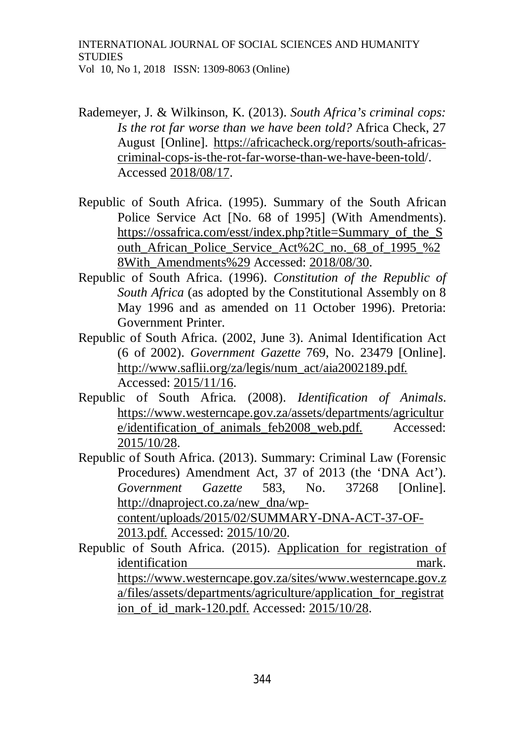Rademeyer, J. & Wilkinson, K. (2013). *South Africa's criminal cops: Is the rot far worse than we have been told?* Africa Check, 27 August [Online]. https://africacheck.org/reports/south-africas-criminal-cops-is-the-rot-far-worse-than-we-have-been-told/. Accessed 2018/08/17.

Republic of South Africa. (1995). Summary of the South African Police Service Act [No. 68 of 1995] (With Amendments). https://ossafrica.com/esst/index.php?title=Summary_of_the_South_African_Police_Service_Act%2C_no._68_of_1995_%28With_Amendments%29 Accessed: 2018/08/30.

Republic of South Africa. (1996). *Constitution of the Republic of South Africa* (as adopted by the Constitutional Assembly on 8 May 1996 and as amended on 11 October 1996). Pretoria: Government Printer.

Republic of South Africa. (2002, June 3). Animal Identification Act (6 of 2002). *Government Gazette* 769, No. 23479 [Online]. http://www.saflii.org/za/legis/num_act/aia2002189.pdf. Accessed: 2015/11/16.

Republic of South Africa. (2008). *Identification of Animals*. https://www.westerncape.gov.za/assets/departments/agriculture/identification_of_animals_feb2008_web.pdf. Accessed: 2015/10/28.

Republic of South Africa. (2013). Summary: Criminal Law (Forensic Procedures) Amendment Act, 37 of 2013 (the 'DNA Act'). *Government Gazette* 583, No. 37268 [Online]. http://dnaproject.co.za/new_dna/wp-content/uploads/2015/02/SUMMARY-DNA-ACT-37-OF-2013.pdf. Accessed: 2015/10/20.

Republic of South Africa. (2015). Application for registration of identification mark. https://www.westerncape.gov.za/sites/www.westerncape.gov.za/files/assets/departments/agriculture/application_for_registration_of_id_mark-120.pdf. Accessed: 2015/10/28.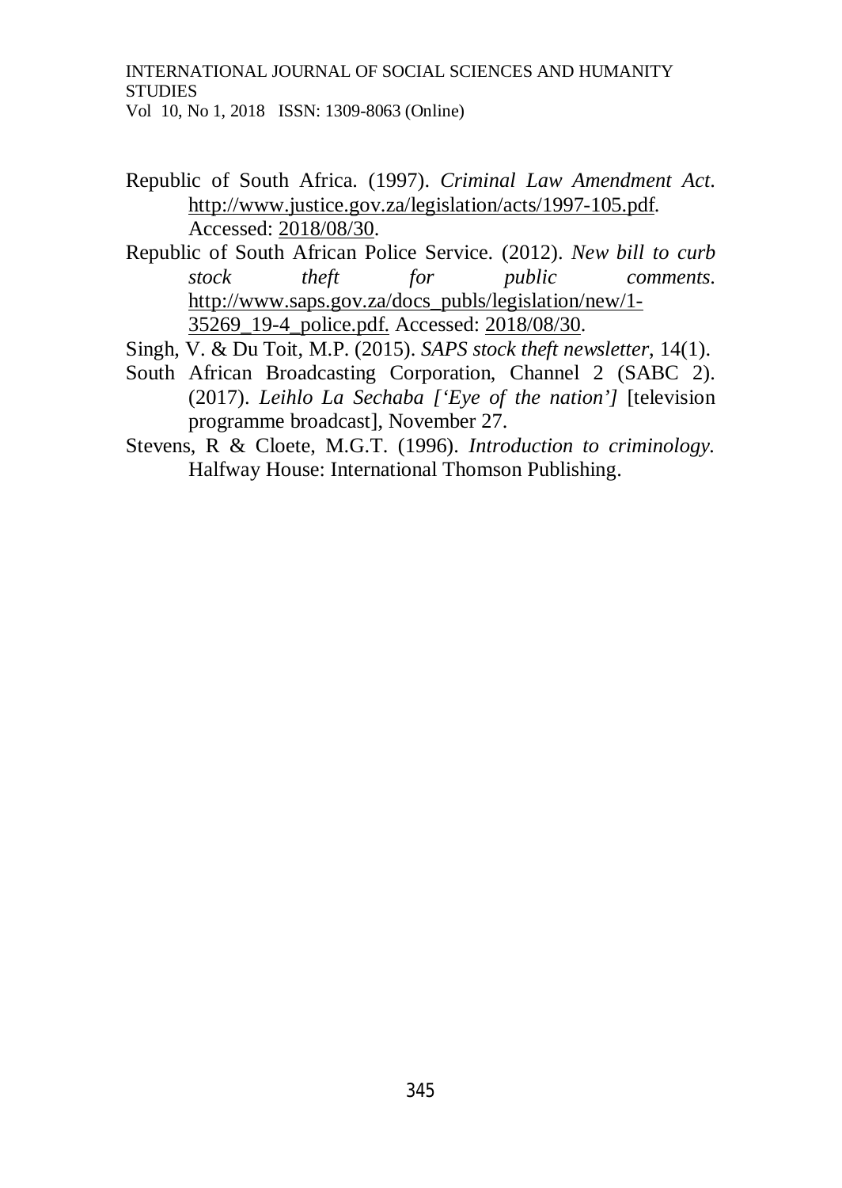Republic of South Africa. (1997). *Criminal Law Amendment Act*. http://www.justice.gov.za/legislation/acts/1997-105.pdf. Accessed: 2018/08/30.

Republic of South African Police Service. (2012). *New bill to curb stock theft for public comments*. http://www.saps.gov.za/docs_publs/legislation/new/1-35269_19-4_police.pdf. Accessed: 2018/08/30.

Singh, V. & Du Toit, M.P. (2015). *SAPS stock theft newsletter*, 14(1).

South African Broadcasting Corporation, Channel 2 (SABC 2). (2017). *Leihlo La Sechaba ['Eye of the nation']* [television programme broadcast], November 27.

Stevens, R & Cloete, M.G.T. (1996). *Introduction to criminology*. Halfway House: International Thomson Publishing.